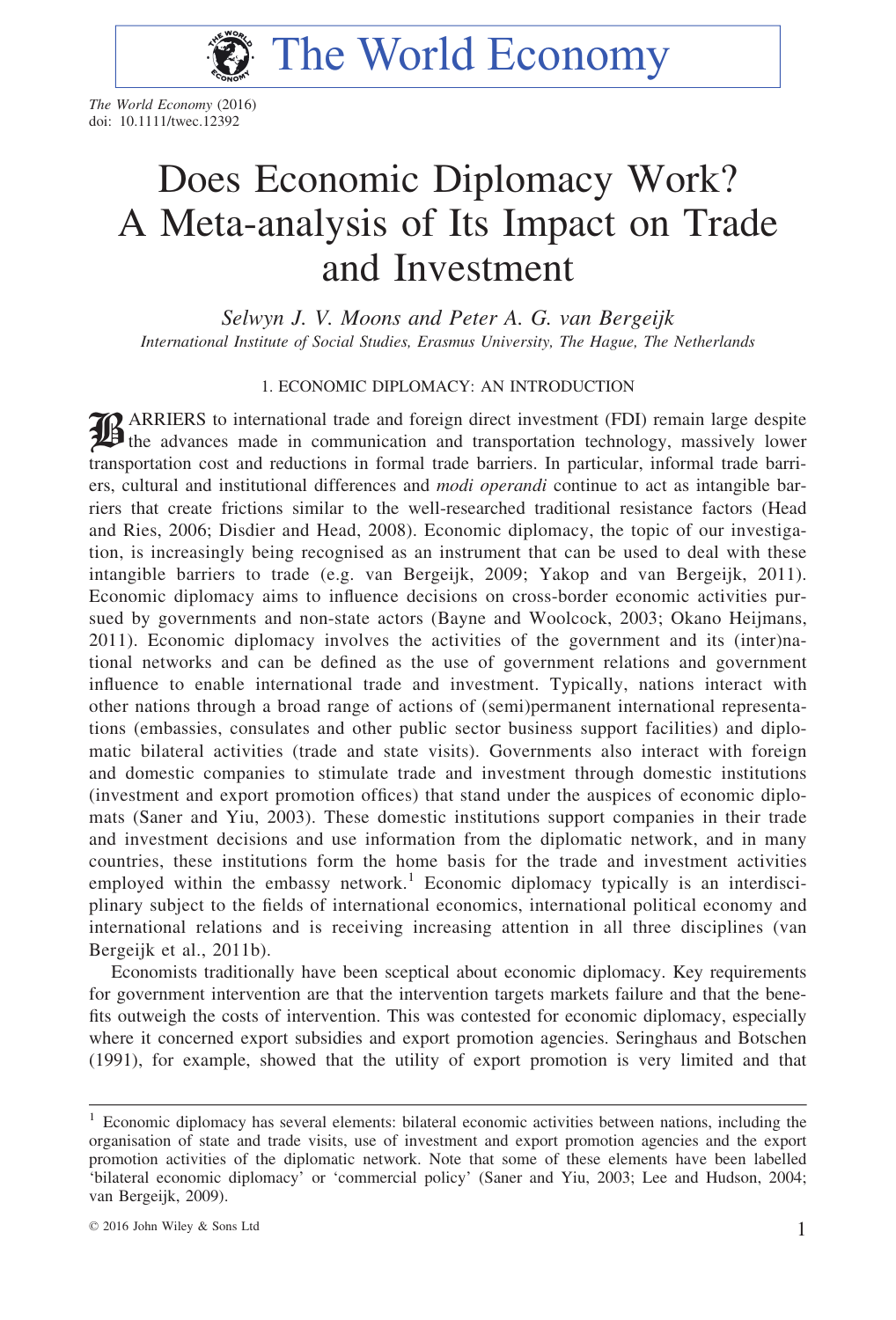# Does Economic Diplomacy Work? A Meta-analysis of Its Impact on Trade and Investment

*Selwyn J. V. Moons and Peter A. G. van Bergeijk*
*International Institute of Social Studies, Erasmus University, The Hague, The Netherlands*

## 1. ECONOMIC DIPLOMACY: AN INTRODUCTION

BARRIERS to international trade and foreign direct investment (FDI) remain large despite the advances made in communication and transportation technology, massively lower transportation cost and reductions in formal trade barriers. In particular, informal trade barriers, cultural and institutional differences and *modi operandi* continue to act as intangible barriers that create frictions similar to the well-researched traditional resistance factors (Head and Ries, 2006; Disdier and Head, 2008). Economic diplomacy, the topic of our investigation, is increasingly being recognised as an instrument that can be used to deal with these intangible barriers to trade (e.g. van Bergeijk, 2009; Yakop and van Bergeijk, 2011). Economic diplomacy aims to influence decisions on cross-border economic activities pursued by governments and non-state actors (Bayne and Woolcock, 2003; Okano Heijmans, 2011). Economic diplomacy involves the activities of the government and its (inter)national networks and can be defined as the use of government relations and government influence to enable international trade and investment. Typically, nations interact with other nations through a broad range of actions of (semi)permanent international representations (embassies, consulates and other public sector business support facilities) and diplomatic bilateral activities (trade and state visits). Governments also interact with foreign and domestic companies to stimulate trade and investment through domestic institutions (investment and export promotion offices) that stand under the auspices of economic diplomats (Saner and Yiu, 2003). These domestic institutions support companies in their trade and investment decisions and use information from the diplomatic network, and in many countries, these institutions form the home basis for the trade and investment activities employed within the embassy network.[1] Economic diplomacy typically is an interdisciplinary subject to the fields of international economics, international political economy and international relations and is receiving increasing attention in all three disciplines (van Bergeijk et al., 2011b).

Economists traditionally have been sceptical about economic diplomacy. Key requirements for government intervention are that the intervention targets markets failure and that the benefits outweigh the costs of intervention. This was contested for economic diplomacy, especially where it concerned export subsidies and export promotion agencies. Seringhaus and Botschen (1991), for example, showed that the utility of export promotion is very limited and that

---

[1] Economic diplomacy has several elements: bilateral economic activities between nations, including the organisation of state and trade visits, use of investment and export promotion agencies and the export promotion activities of the diplomatic network. Note that some of these elements have been labelled 'bilateral economic diplomacy' or 'commercial policy' (Saner and Yiu, 2003; Lee and Hudson, 2004; van Bergeijk, 2009).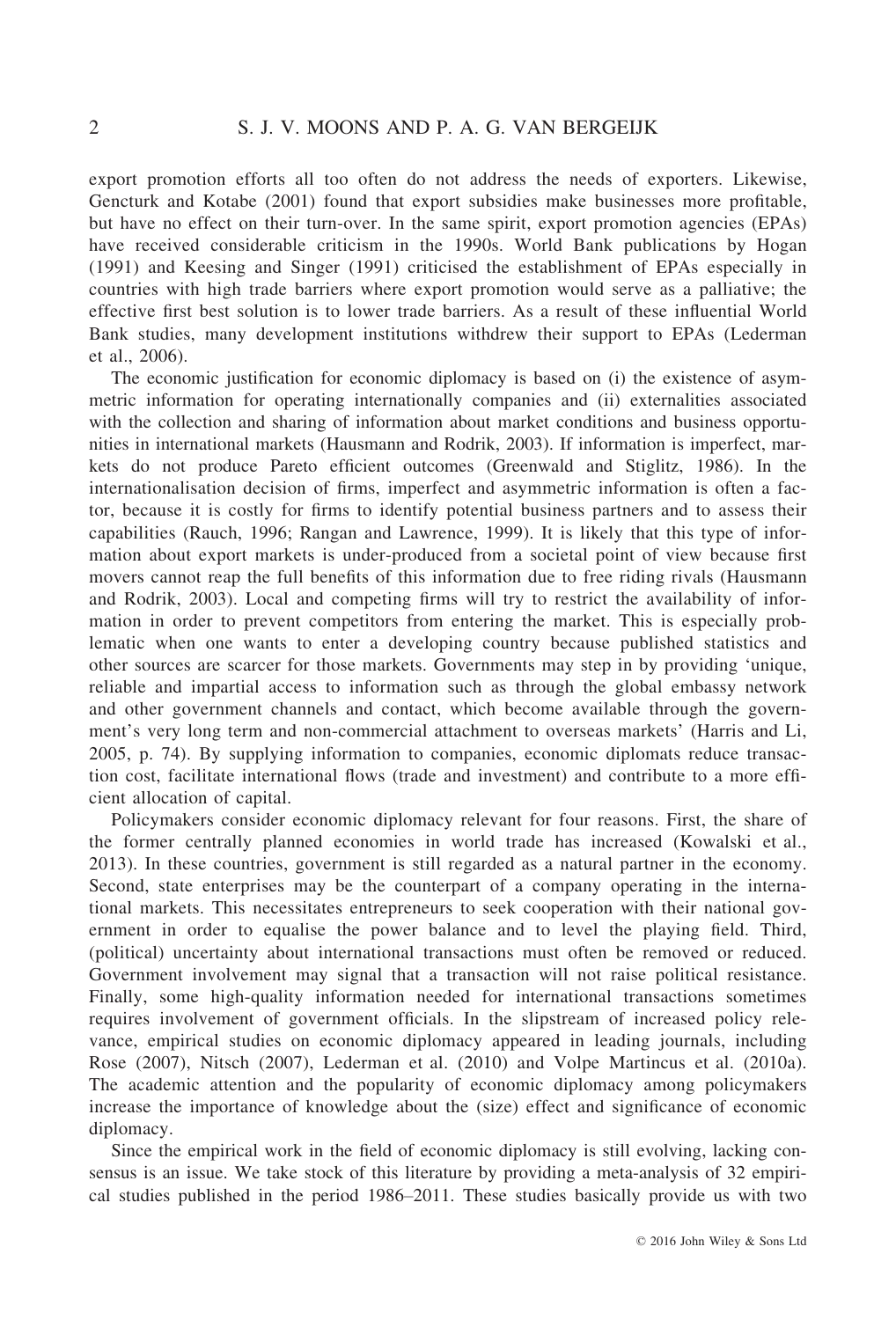export promotion efforts all too often do not address the needs of exporters. Likewise, Gencturk and Kotabe (2001) found that export subsidies make businesses more profitable, but have no effect on their turn-over. In the same spirit, export promotion agencies (EPAs) have received considerable criticism in the 1990s. World Bank publications by Hogan (1991) and Keesing and Singer (1991) criticised the establishment of EPAs especially in countries with high trade barriers where export promotion would serve as a palliative; the effective first best solution is to lower trade barriers. As a result of these influential World Bank studies, many development institutions withdrew their support to EPAs (Lederman et al., 2006).

The economic justification for economic diplomacy is based on (i) the existence of asymmetric information for operating internationally companies and (ii) externalities associated with the collection and sharing of information about market conditions and business opportunities in international markets (Hausmann and Rodrik, 2003). If information is imperfect, markets do not produce Pareto efficient outcomes (Greenwald and Stiglitz, 1986). In the internationalisation decision of firms, imperfect and asymmetric information is often a factor, because it is costly for firms to identify potential business partners and to assess their capabilities (Rauch, 1996; Rangan and Lawrence, 1999). It is likely that this type of information about export markets is under-produced from a societal point of view because first movers cannot reap the full benefits of this information due to free riding rivals (Hausmann and Rodrik, 2003). Local and competing firms will try to restrict the availability of information in order to prevent competitors from entering the market. This is especially problematic when one wants to enter a developing country because published statistics and other sources are scarcer for those markets. Governments may step in by providing 'unique, reliable and impartial access to information such as through the global embassy network and other government channels and contact, which become available through the government's very long term and non-commercial attachment to overseas markets' (Harris and Li, 2005, p. 74). By supplying information to companies, economic diplomats reduce transaction cost, facilitate international flows (trade and investment) and contribute to a more efficient allocation of capital.

Policymakers consider economic diplomacy relevant for four reasons. First, the share of the former centrally planned economies in world trade has increased (Kowalski et al., 2013). In these countries, government is still regarded as a natural partner in the economy. Second, state enterprises may be the counterpart of a company operating in the international markets. This necessitates entrepreneurs to seek cooperation with their national government in order to equalise the power balance and to level the playing field. Third, (political) uncertainty about international transactions must often be removed or reduced. Government involvement may signal that a transaction will not raise political resistance. Finally, some high-quality information needed for international transactions sometimes requires involvement of government officials. In the slipstream of increased policy relevance, empirical studies on economic diplomacy appeared in leading journals, including Rose (2007), Nitsch (2007), Lederman et al. (2010) and Volpe Martincus et al. (2010a). The academic attention and the popularity of economic diplomacy among policymakers increase the importance of knowledge about the (size) effect and significance of economic diplomacy.

Since the empirical work in the field of economic diplomacy is still evolving, lacking consensus is an issue. We take stock of this literature by providing a meta-analysis of 32 empirical studies published in the period 1986–2011. These studies basically provide us with two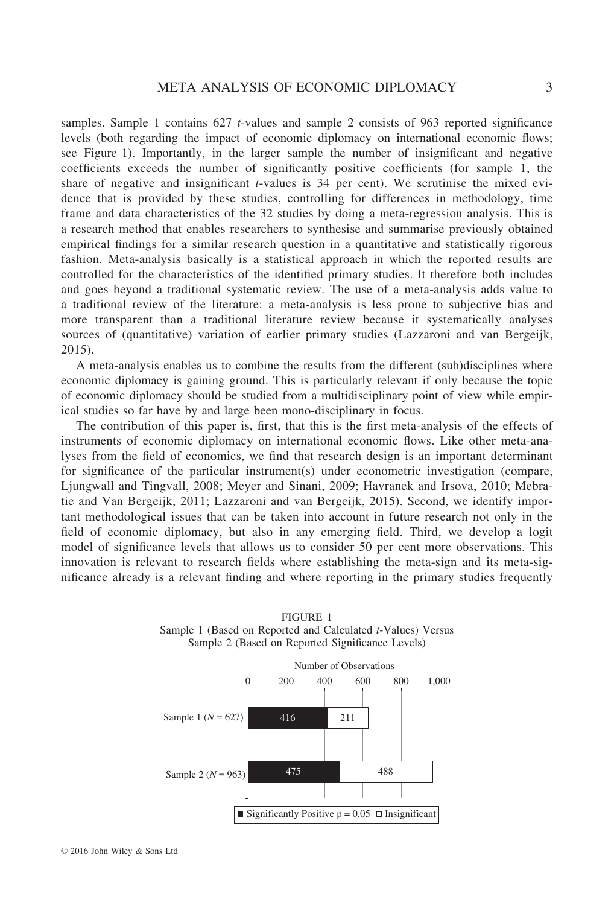samples. Sample 1 contains 627 $t$-values and sample 2 consists of 963 reported significance levels (both regarding the impact of economic diplomacy on international economic flows; see Figure 1). Importantly, in the larger sample the number of insignificant and negative coefficients exceeds the number of significantly positive coefficients (for sample 1, the share of negative and insignificant $t$-values is 34 per cent). We scrutinise the mixed evidence that is provided by these studies, controlling for differences in methodology, time frame and data characteristics of the 32 studies by doing a meta-regression analysis. This is a research method that enables researchers to synthesise and summarise previously obtained empirical findings for a similar research question in a quantitative and statistically rigorous fashion. Meta-analysis basically is a statistical approach in which the reported results are controlled for the characteristics of the identified primary studies. It therefore both includes and goes beyond a traditional systematic review. The use of a meta-analysis adds value to a traditional review of the literature: a meta-analysis is less prone to subjective bias and more transparent than a traditional literature review because it systematically analyses sources of (quantitative) variation of earlier primary studies (Lazzaroni and van Bergeijk, 2015).

A meta-analysis enables us to combine the results from the different (sub)disciplines where economic diplomacy is gaining ground. This is particularly relevant if only because the topic of economic diplomacy should be studied from a multidisciplinary point of view while empirical studies so far have by and large been mono-disciplinary in focus.

The contribution of this paper is, first, that this is the first meta-analysis of the effects of instruments of economic diplomacy on international economic flows. Like other meta-analyses from the field of economics, we find that research design is an important determinant for significance of the particular instrument(s) under econometric investigation (compare, Ljungwall and Tingvall, 2008; Meyer and Sinani, 2009; Havranek and Irsova, 2010; Mebratie and Van Bergeijk, 2011; Lazzaroni and van Bergeijk, 2015). Second, we identify important methodological issues that can be taken into account in future research not only in the field of economic diplomacy, but also in any emerging field. Third, we develop a logit model of significance levels that allows us to consider 50 per cent more observations. This innovation is relevant to research fields where establishing the meta-sign and its meta-significance already is a relevant finding and where reporting in the primary studies frequently

FIGURE 1
Sample 1 (Based on Reported and Calculated $t$-Values) Versus Sample 2 (Based on Reported Significance Levels)

| Number of Observations | Significantly Positive $p = 0.05$ | Insignificant |
|---|---|---|
| Sample 1 ($N = 627$) | 416 | 211 |
| Sample 2 ($N = 963$) | 475 | 488 |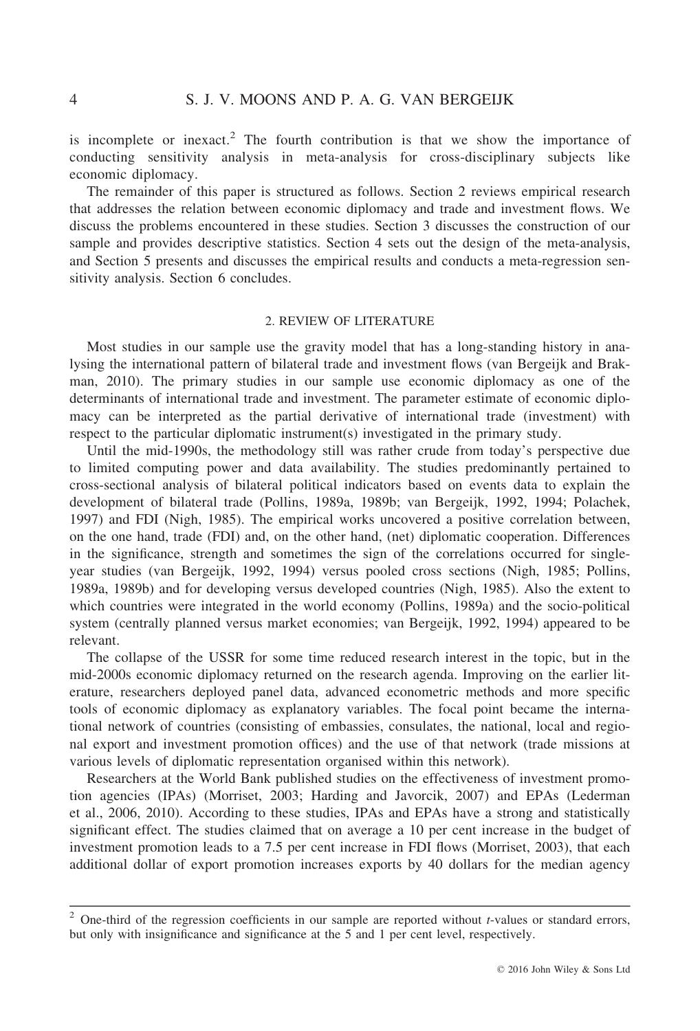is incomplete or inexact.[2] The fourth contribution is that we show the importance of conducting sensitivity analysis in meta-analysis for cross-disciplinary subjects like economic diplomacy.

The remainder of this paper is structured as follows. Section 2 reviews empirical research that addresses the relation between economic diplomacy and trade and investment flows. We discuss the problems encountered in these studies. Section 3 discusses the construction of our sample and provides descriptive statistics. Section 4 sets out the design of the meta-analysis, and Section 5 presents and discusses the empirical results and conducts a meta-regression sensitivity analysis. Section 6 concludes.

## 2. REVIEW OF LITERATURE

Most studies in our sample use the gravity model that has a long-standing history in analysing the international pattern of bilateral trade and investment flows (van Bergeijk and Brakman, 2010). The primary studies in our sample use economic diplomacy as one of the determinants of international trade and investment. The parameter estimate of economic diplomacy can be interpreted as the partial derivative of international trade (investment) with respect to the particular diplomatic instrument(s) investigated in the primary study.

Until the mid-1990s, the methodology still was rather crude from today's perspective due to limited computing power and data availability. The studies predominantly pertained to cross-sectional analysis of bilateral political indicators based on events data to explain the development of bilateral trade (Pollins, 1989a, 1989b; van Bergeijk, 1992, 1994; Polachek, 1997) and FDI (Nigh, 1985). The empirical works uncovered a positive correlation between, on the one hand, trade (FDI) and, on the other hand, (net) diplomatic cooperation. Differences in the significance, strength and sometimes the sign of the correlations occurred for single-year studies (van Bergeijk, 1992, 1994) versus pooled cross sections (Nigh, 1985; Pollins, 1989a, 1989b) and for developing versus developed countries (Nigh, 1985). Also the extent to which countries were integrated in the world economy (Pollins, 1989a) and the socio-political system (centrally planned versus market economies; van Bergeijk, 1992, 1994) appeared to be relevant.

The collapse of the USSR for some time reduced research interest in the topic, but in the mid-2000s economic diplomacy returned on the research agenda. Improving on the earlier literature, researchers deployed panel data, advanced econometric methods and more specific tools of economic diplomacy as explanatory variables. The focal point became the international network of countries (consisting of embassies, consulates, the national, local and regional export and investment promotion offices) and the use of that network (trade missions at various levels of diplomatic representation organised within this network).

Researchers at the World Bank published studies on the effectiveness of investment promotion agencies (IPAs) (Morriset, 2003; Harding and Javorcik, 2007) and EPAs (Lederman et al., 2006, 2010). According to these studies, IPAs and EPAs have a strong and statistically significant effect. The studies claimed that on average a 10 per cent increase in the budget of investment promotion leads to a 7.5 per cent increase in FDI flows (Morriset, 2003), that each additional dollar of export promotion increases exports by 40 dollars for the median agency

[2] One-third of the regression coefficients in our sample are reported without *t*-values or standard errors, but only with insignificance and significance at the 5 and 1 per cent level, respectively.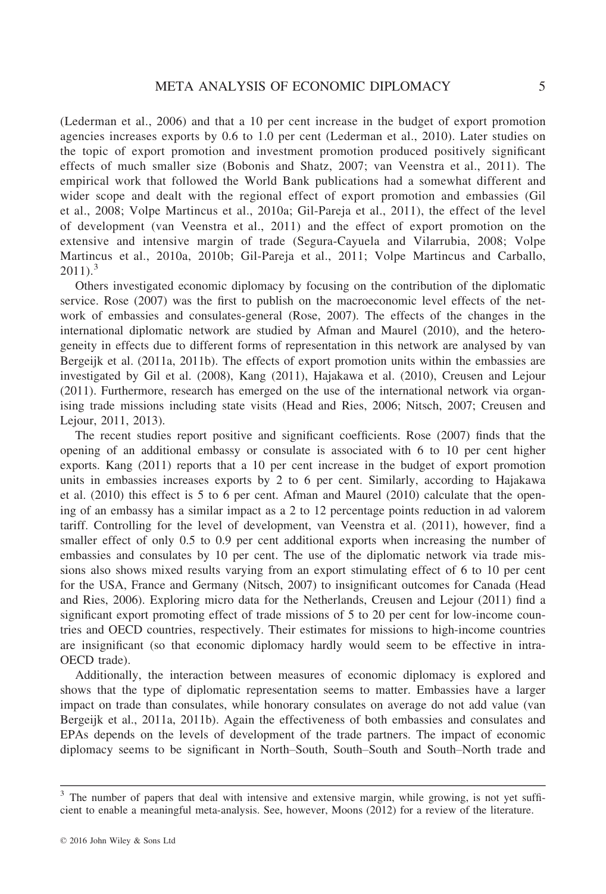(Lederman et al., 2006) and that a 10 per cent increase in the budget of export promotion agencies increases exports by 0.6 to 1.0 per cent (Lederman et al., 2010). Later studies on the topic of export promotion and investment promotion produced positively significant effects of much smaller size (Bobonis and Shatz, 2007; van Veenstra et al., 2011). The empirical work that followed the World Bank publications had a somewhat different and wider scope and dealt with the regional effect of export promotion and embassies (Gil et al., 2008; Volpe Martincus et al., 2010a; Gil-Pareja et al., 2011), the effect of the level of development (van Veenstra et al., 2011) and the effect of export promotion on the extensive and intensive margin of trade (Segura-Cayuela and Vilarrubia, 2008; Volpe Martincus et al., 2010a, 2010b; Gil-Pareja et al., 2011; Volpe Martincus and Carballo, 2011).[3]

Others investigated economic diplomacy by focusing on the contribution of the diplomatic service. Rose (2007) was the first to publish on the macroeconomic level effects of the network of embassies and consulates-general (Rose, 2007). The effects of the changes in the international diplomatic network are studied by Afman and Maurel (2010), and the heterogeneity in effects due to different forms of representation in this network are analysed by van Bergeijk et al. (2011a, 2011b). The effects of export promotion units within the embassies are investigated by Gil et al. (2008), Kang (2011), Hajakawa et al. (2010), Creusen and Lejour (2011). Furthermore, research has emerged on the use of the international network via organising trade missions including state visits (Head and Ries, 2006; Nitsch, 2007; Creusen and Lejour, 2011, 2013).

The recent studies report positive and significant coefficients. Rose (2007) finds that the opening of an additional embassy or consulate is associated with 6 to 10 per cent higher exports. Kang (2011) reports that a 10 per cent increase in the budget of export promotion units in embassies increases exports by 2 to 6 per cent. Similarly, according to Hajakawa et al. (2010) this effect is 5 to 6 per cent. Afman and Maurel (2010) calculate that the opening of an embassy has a similar impact as a 2 to 12 percentage points reduction in ad valorem tariff. Controlling for the level of development, van Veenstra et al. (2011), however, find a smaller effect of only 0.5 to 0.9 per cent additional exports when increasing the number of embassies and consulates by 10 per cent. The use of the diplomatic network via trade missions also shows mixed results varying from an export stimulating effect of 6 to 10 per cent for the USA, France and Germany (Nitsch, 2007) to insignificant outcomes for Canada (Head and Ries, 2006). Exploring micro data for the Netherlands, Creusen and Lejour (2011) find a significant export promoting effect of trade missions of 5 to 20 per cent for low-income countries and OECD countries, respectively. Their estimates for missions to high-income countries are insignificant (so that economic diplomacy hardly would seem to be effective in intra-OECD trade).

Additionally, the interaction between measures of economic diplomacy is explored and shows that the type of diplomatic representation seems to matter. Embassies have a larger impact on trade than consulates, while honorary consulates on average do not add value (van Bergeijk et al., 2011a, 2011b). Again the effectiveness of both embassies and consulates and EPAs depends on the levels of development of the trade partners. The impact of economic diplomacy seems to be significant in North–South, South–South and South–North trade and

---

[3] The number of papers that deal with intensive and extensive margin, while growing, is not yet sufficient to enable a meaningful meta-analysis. See, however, Moons (2012) for a review of the literature.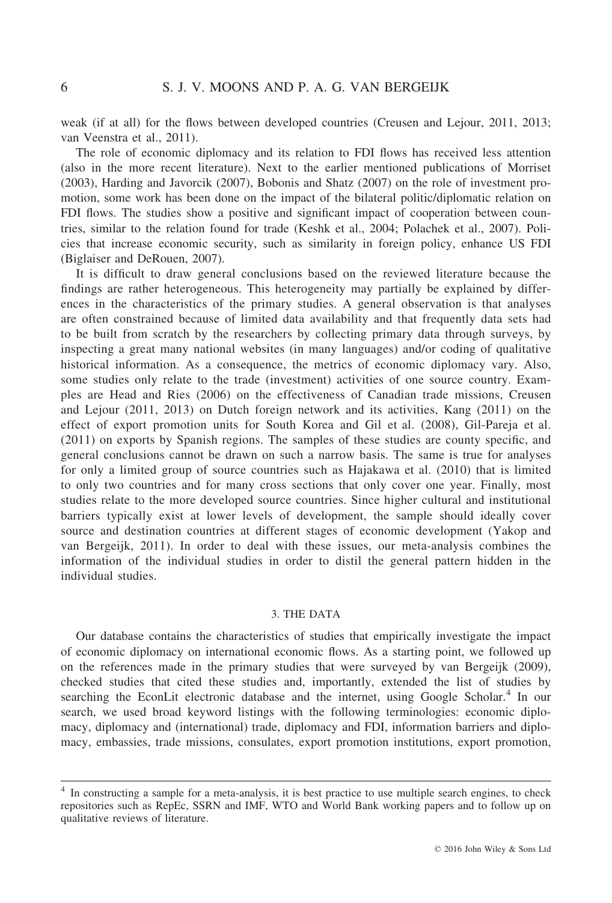weak (if at all) for the flows between developed countries (Creusen and Lejour, 2011, 2013; van Veenstra et al., 2011).

The role of economic diplomacy and its relation to FDI flows has received less attention (also in the more recent literature). Next to the earlier mentioned publications of Morriset (2003), Harding and Javorcik (2007), Bobonis and Shatz (2007) on the role of investment promotion, some work has been done on the impact of the bilateral politic/diplomatic relation on FDI flows. The studies show a positive and significant impact of cooperation between countries, similar to the relation found for trade (Keshk et al., 2004; Polachek et al., 2007). Policies that increase economic security, such as similarity in foreign policy, enhance US FDI (Biglaiser and DeRouen, 2007).

It is difficult to draw general conclusions based on the reviewed literature because the findings are rather heterogeneous. This heterogeneity may partially be explained by differences in the characteristics of the primary studies. A general observation is that analyses are often constrained because of limited data availability and that frequently data sets had to be built from scratch by the researchers by collecting primary data through surveys, by inspecting a great many national websites (in many languages) and/or coding of qualitative historical information. As a consequence, the metrics of economic diplomacy vary. Also, some studies only relate to the trade (investment) activities of one source country. Examples are Head and Ries (2006) on the effectiveness of Canadian trade missions, Creusen and Lejour (2011, 2013) on Dutch foreign network and its activities, Kang (2011) on the effect of export promotion units for South Korea and Gil et al. (2008), Gil-Pareja et al. (2011) on exports by Spanish regions. The samples of these studies are county specific, and general conclusions cannot be drawn on such a narrow basis. The same is true for analyses for only a limited group of source countries such as Hajakawa et al. (2010) that is limited to only two countries and for many cross sections that only cover one year. Finally, most studies relate to the more developed source countries. Since higher cultural and institutional barriers typically exist at lower levels of development, the sample should ideally cover source and destination countries at different stages of economic development (Yakop and van Bergeijk, 2011). In order to deal with these issues, our meta-analysis combines the information of the individual studies in order to distil the general pattern hidden in the individual studies.

## 3. THE DATA

Our database contains the characteristics of studies that empirically investigate the impact of economic diplomacy on international economic flows. As a starting point, we followed up on the references made in the primary studies that were surveyed by van Bergeijk (2009), checked studies that cited these studies and, importantly, extended the list of studies by searching the EconLit electronic database and the internet, using Google Scholar.[4] In our search, we used broad keyword listings with the following terminologies: economic diplomacy, diplomacy and (international) trade, diplomacy and FDI, information barriers and diplomacy, embassies, trade missions, consulates, export promotion institutions, export promotion,

[4] In constructing a sample for a meta-analysis, it is best practice to use multiple search engines, to check repositories such as RepEc, SSRN and IMF, WTO and World Bank working papers and to follow up on qualitative reviews of literature.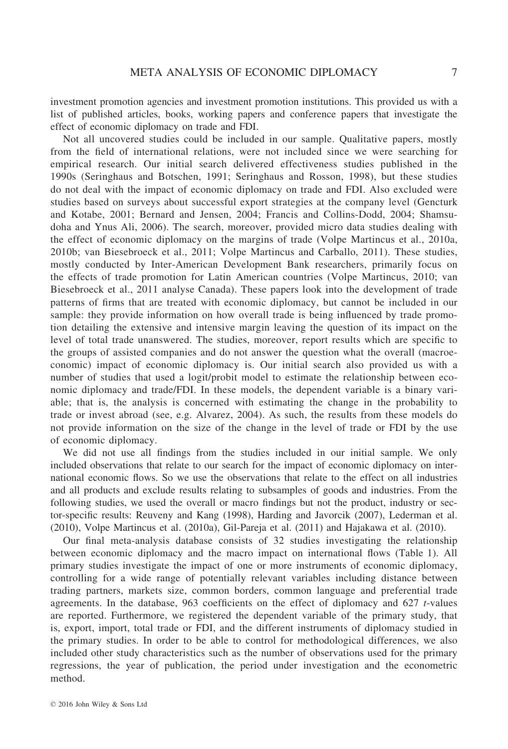investment promotion agencies and investment promotion institutions. This provided us with a list of published articles, books, working papers and conference papers that investigate the effect of economic diplomacy on trade and FDI.

Not all uncovered studies could be included in our sample. Qualitative papers, mostly from the field of international relations, were not included since we were searching for empirical research. Our initial search delivered effectiveness studies published in the 1990s (Seringhaus and Botschen, 1991; Seringhaus and Rosson, 1998), but these studies do not deal with the impact of economic diplomacy on trade and FDI. Also excluded were studies based on surveys about successful export strategies at the company level (Gencturk and Kotabe, 2001; Bernard and Jensen, 2004; Francis and Collins-Dodd, 2004; Shamsudoha and Ynus Ali, 2006). The search, moreover, provided micro data studies dealing with the effect of economic diplomacy on the margins of trade (Volpe Martincus et al., 2010a, 2010b; van Biesebroeck et al., 2011; Volpe Martincus and Carballo, 2011). These studies, mostly conducted by Inter-American Development Bank researchers, primarily focus on the effects of trade promotion for Latin American countries (Volpe Martincus, 2010; van Biesebroeck et al., 2011 analyse Canada). These papers look into the development of trade patterns of firms that are treated with economic diplomacy, but cannot be included in our sample: they provide information on how overall trade is being influenced by trade promotion detailing the extensive and intensive margin leaving the question of its impact on the level of total trade unanswered. The studies, moreover, report results which are specific to the groups of assisted companies and do not answer the question what the overall (macroeconomic) impact of economic diplomacy is. Our initial search also provided us with a number of studies that used a logit/probit model to estimate the relationship between economic diplomacy and trade/FDI. In these models, the dependent variable is a binary variable; that is, the analysis is concerned with estimating the change in the probability to trade or invest abroad (see, e.g. Alvarez, 2004). As such, the results from these models do not provide information on the size of the change in the level of trade or FDI by the use of economic diplomacy.

We did not use all findings from the studies included in our initial sample. We only included observations that relate to our search for the impact of economic diplomacy on international economic flows. So we use the observations that relate to the effect on all industries and all products and exclude results relating to subsamples of goods and industries. From the following studies, we used the overall or macro findings but not the product, industry or sector-specific results: Reuveny and Kang (1998), Harding and Javorcik (2007), Lederman et al. (2010), Volpe Martincus et al. (2010a), Gil-Pareja et al. (2011) and Hajakawa et al. (2010).

Our final meta-analysis database consists of 32 studies investigating the relationship between economic diplomacy and the macro impact on international flows (Table 1). All primary studies investigate the impact of one or more instruments of economic diplomacy, controlling for a wide range of potentially relevant variables including distance between trading partners, markets size, common borders, common language and preferential trade agreements. In the database, 963 coefficients on the effect of diplomacy and 627 *t*-values are reported. Furthermore, we registered the dependent variable of the primary study, that is, export, import, total trade or FDI, and the different instruments of diplomacy studied in the primary studies. In order to be able to control for methodological differences, we also included other study characteristics such as the number of observations used for the primary regressions, the year of publication, the period under investigation and the econometric method.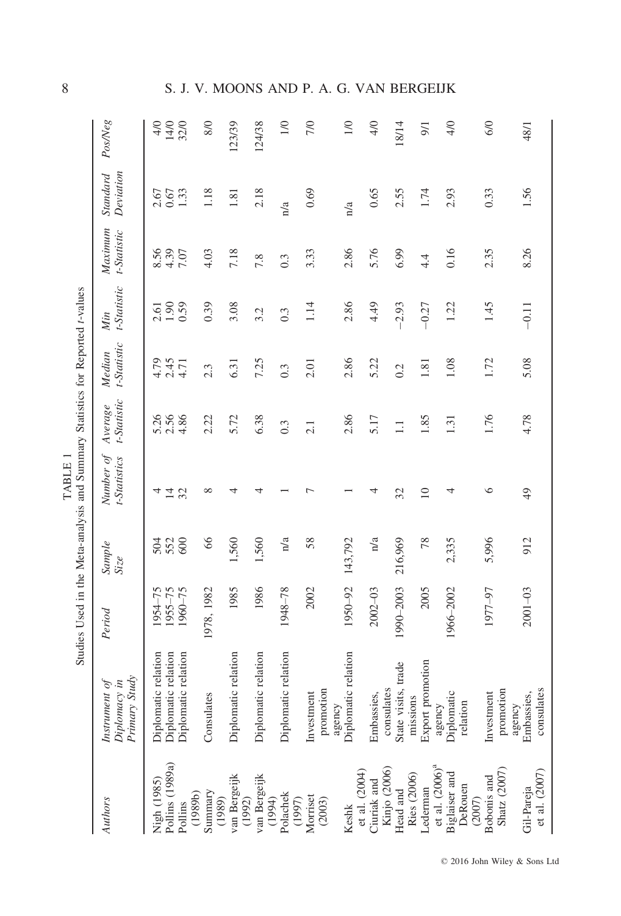TABLE 1

Studies Used in the Meta-analysis and Summary Statistics for Reported t-values

| Authors | Instrument of Diplomacy in Primary Study | Period | Sample Size | Number of t-Statistics | Average t-Statistic | Median t-Statistic | Min t-Statistic | Maximum t-Statistic | Standard Deviation | Pos/Neg |
|---|---|---|---|---|---|---|---|---|---|---|
| Nigh (1985) | Diplomatic relation | 1954–75 | 504 | 4 | 5.26 | 4.79 | 2.61 | 8.56 | 2.67 | 4/0 |
| Pollins (1989a) | Diplomatic relation | 1955–75 | 552 | 14 | 2.56 | 2.45 | 1.90 | 4.39 | 0.67 | 14/0 |
| Pollins (1989b) | Diplomatic relation | 1960–75 | 600 | 32 | 4.86 | 4.71 | 0.59 | 7.07 | 1.33 | 32/0 |
| Summary (1989) | Consulates | 1978, 1982 | 66 | 8 | 2.22 | 2.3 | 0.39 | 4.03 | 1.18 | 8/0 |
| van Bergeijk (1992) | Diplomatic relation | 1985 | 1,560 | 4 | 5.72 | 6.31 | 3.08 | 7.18 | 1.81 | 123/39 |
| van Bergeijk (1994) | Diplomatic relation | 1986 | 1,560 | 4 | 6.38 | 7.25 | 3.2 | 7.8 | 2.18 | 124/38 |
| Polachek (1997) | Diplomatic relation | 1948–78 | n/a | 1 | 0.3 | 0.3 | 0.3 | 0.3 | n/a | 1/0 |
| Morriset (2003) | Investment promotion agency | 2002 | 58 | 7 | 2.1 | 2.01 | 1.14 | 3.33 | 0.69 | 7/0 |
| Keshk et al. (2004) | Diplomatic relation | 1950–92 | 143,792 | 1 | 2.86 | 2.86 | 2.86 | 2.86 | n/a | 1/0 |
| Ciuriak and Kinjo (2006) | Embassies, consulates | 2002–03 | n/a | 4 | 5.17 | 5.22 | 4.49 | 5.76 | 0.65 | 4/0 |
| Head and Ries (2006) | State visits, trade missions | 1990–2003 | 216,969 | 32 | 1.1 | 0.2 | −2.93 | 6.99 | 2.55 | 18/14 |
| Lederman et al. (2006)[a] | Export promotion agency | 2005 | 78 | 10 | 1.85 | 1.81 | −0.27 | 4.4 | 1.74 | 9/1 |
| Biglaiser and DeRouen (2007) | Diplomatic relation | 1966–2002 | 2,335 | 4 | 1.31 | 1.08 | 1.22 | 0.16 | 2.93 | 4/0 |
| Bobonis and Shatz (2007) | Investment promotion agency | 1977–97 | 5,996 | 6 | 1.76 | 1.72 | 1.45 | 2.35 | 0.33 | 6/0 |
| Gil-Pareja et al. (2007) | Embassies, consulates | 2001–03 | 912 | 49 | 4.78 | 5.08 | −0.11 | 8.26 | 1.56 | 48/1 |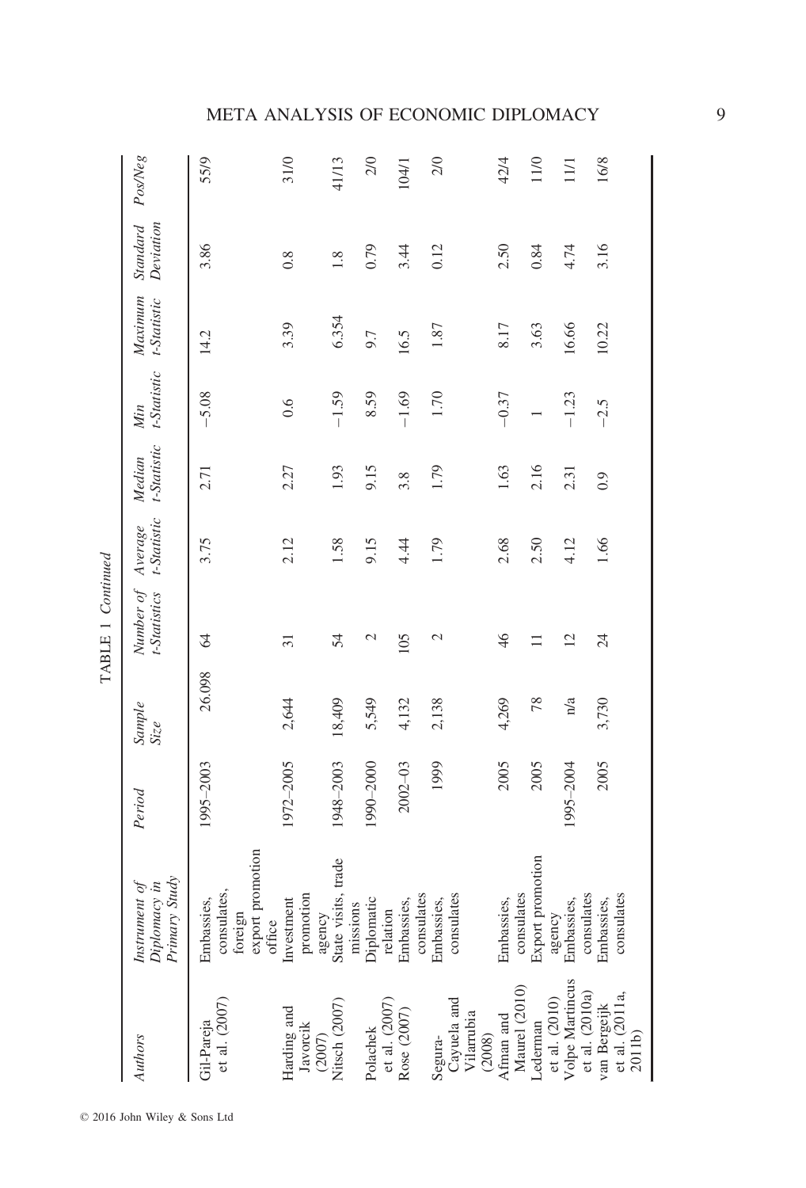TABLE 1 *Continued*

| *Authors* | *Instrument of Diplomacy in Primary Study* | *Period* | *Sample Size* | *Number of t-Statistics* | *Average t-Statistic* | *Median t-Statistic* | *Min t-Statistic* | *Maximum t-Statistic* | *Standard Deviation* | *Pos/Neg* |
|---|---|---|---|---|---|---|---|---|---|---|
| Gil-Pareja et al. (2007) | Embassies, consulates, foreign export promotion office | 1995–2003 | 26,098 | 64 | 3.75 | 2.71 | −5.08 | 14.2 | 3.86 | 55/9 |
| Harding and Javorcik (2007) | Investment promotion agency | 1972–2005 | 2,644 | 31 | 2.12 | 2.27 | 0.6 | 3.39 | 0.8 | 31/0 |
| Nitsch (2007) | State visits, trade missions | 1948–2003 | 18,409 | 54 | 1.58 | 1.93 | −1.59 | 6.354 | 1.8 | 41/13 |
| Polachek et al. (2007) | Diplomatic relation | 1990–2000 | 5,549 | 2 | 9.15 | 9.15 | 8.59 | 9.7 | 0.79 | 2/0 |
| Rose (2007) | Embassies, consulates | 2002–03 | 4,132 | 105 | 4.44 | 3.8 | −1.69 | 16.5 | 3.44 | 104/1 |
| Segura-Cayuela and Vilarrubia (2008) | Embassies, consulates | 1999 | 2,138 | 2 | 1.79 | 1.79 | 1.70 | 1.87 | 0.12 | 2/0 |
| Afman and Maurel (2010) | Embassies, consulates | 2005 | 4,269 | 46 | 2.68 | 1.63 | −0.37 | 8.17 | 2.50 | 42/4 |
| Lederman et al. (2010) | Export promotion agency | 2005 | 78 | 11 | 2.50 | 2.16 | 1 | 3.63 | 0.84 | 11/0 |
| Volpe Martincus et al. (2010a) | Embassies, consulates | 1995–2004 | n/a | 12 | 4.12 | 2.31 | −1.23 | 16.66 | 4.74 | 11/1 |
| van Bergeijk et al. (2011a, 2011b) | Embassies, consulates | 2005 | 3,730 | 24 | 1.66 | 0.9 | −2.5 | 10.22 | 3.16 | 16/8 |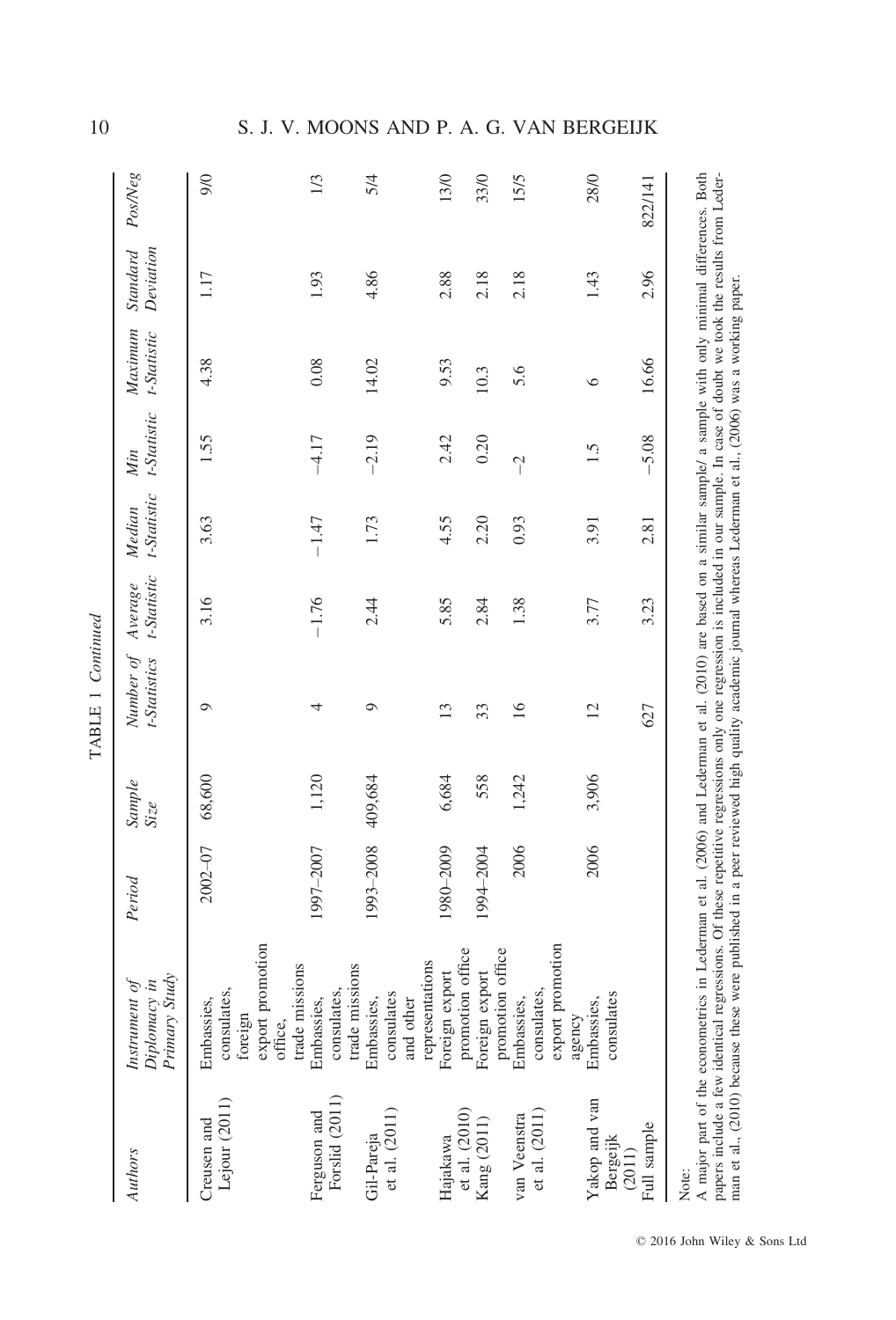TABLE 1 *Continued*

| *Authors* | *Instrument of Diplomacy in Primary Study* | *Period* | *Sample Size* | *Number of t-Statistics* | *Average t-Statistic* | *Median t-Statistic* | *Min t-Statistic* | *Maximum t-Statistic* | *Standard Deviation* | *Pos/Neg* |
|---|---|---|---|---|---|---|---|---|---|---|
| Creusen and Lejour (2011) | Embassies, consulates, foreign export promotion office, trade missions | 2002–07 | 68,600 | 9 | 3.16 | 3.63 | 1.55 | 4.38 | 1.17 | 9/0 |
| Ferguson and Forslid (2011) | Embassies, consulates, trade missions | 1997–2007 | 1,120 | 4 | −1.76 | −1.47 | −4.17 | 0.08 | 1.93 | 1/3 |
| Gil-Pareja et al. (2011) | Embassies, consulates and other representations | 1993–2008 | 409,684 | 9 | 2.44 | 1.73 | −2.19 | 14.02 | 4.86 | 5/4 |
| Hajakawa et al. (2010) | Foreign export promotion office | 1980–2009 | 6,684 | 13 | 5.85 | 4.55 | 2.42 | 9.53 | 2.88 | 13/0 |
| Kang (2011) | Foreign export promotion office | 1994–2004 | 558 | 33 | 2.84 | 2.20 | 0.20 | 10.3 | 2.18 | 33/0 |
| van Veenstra et al. (2011) | Embassies, consulates, export promotion agency | 2006 | 1,242 | 16 | 1.38 | 0.93 | −2 | 5.6 | 2.18 | 15/5 |
| Yakop and van Bergeijk (2011) | Embassies, consulates | 2006 | 3,906 | 12 | 3.77 | 3.91 | 1.5 | 6 | 1.43 | 28/0 |
| Full sample | | | | 627 | 3.23 | 2.81 | −5.08 | 16.66 | 2.96 | 822/141 |

Note:
A major part of the econometrics in Lederman et al. (2006) and Lederman et al. (2010) are based on a similar sample/ a sample with only minimal differences. Both papers include a few identical regressions. Of these repetitive regressions only one regression is included in our sample. In case of doubt we took the results from Lederman et al., (2010) because these were published in a peer reviewed high quality academic journal whereas Lederman et al., (2006) was a working paper.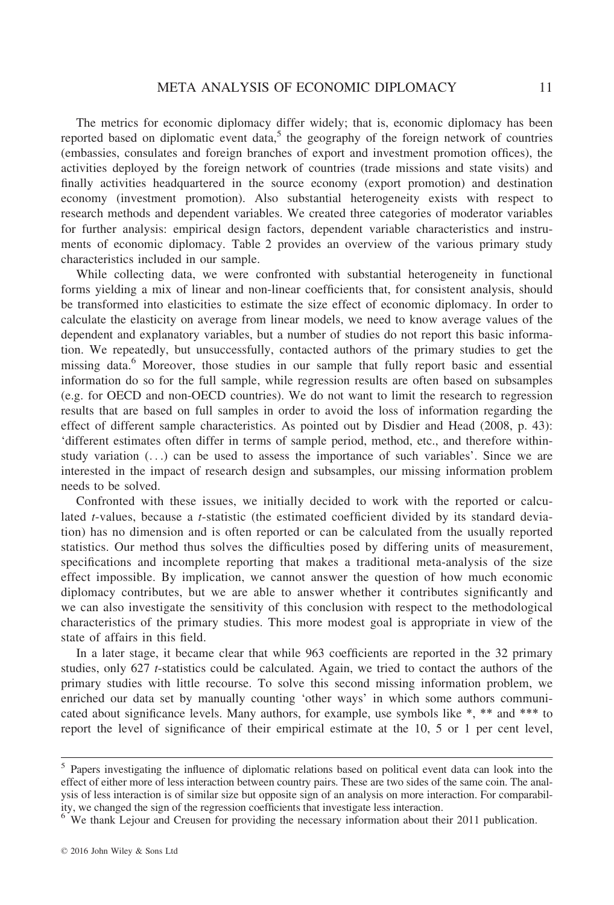The metrics for economic diplomacy differ widely; that is, economic diplomacy has been reported based on diplomatic event data,[5] the geography of the foreign network of countries (embassies, consulates and foreign branches of export and investment promotion offices), the activities deployed by the foreign network of countries (trade missions and state visits) and finally activities headquartered in the source economy (export promotion) and destination economy (investment promotion). Also substantial heterogeneity exists with respect to research methods and dependent variables. We created three categories of moderator variables for further analysis: empirical design factors, dependent variable characteristics and instruments of economic diplomacy. Table 2 provides an overview of the various primary study characteristics included in our sample.

While collecting data, we were confronted with substantial heterogeneity in functional forms yielding a mix of linear and non-linear coefficients that, for consistent analysis, should be transformed into elasticities to estimate the size effect of economic diplomacy. In order to calculate the elasticity on average from linear models, we need to know average values of the dependent and explanatory variables, but a number of studies do not report this basic information. We repeatedly, but unsuccessfully, contacted authors of the primary studies to get the missing data.[6] Moreover, those studies in our sample that fully report basic and essential information do so for the full sample, while regression results are often based on subsamples (e.g. for OECD and non-OECD countries). We do not want to limit the research to regression results that are based on full samples in order to avoid the loss of information regarding the effect of different sample characteristics. As pointed out by Disdier and Head (2008, p. 43): 'different estimates often differ in terms of sample period, method, etc., and therefore within-study variation (...) can be used to assess the importance of such variables'. Since we are interested in the impact of research design and subsamples, our missing information problem needs to be solved.

Confronted with these issues, we initially decided to work with the reported or calculated *t*-values, because a *t*-statistic (the estimated coefficient divided by its standard deviation) has no dimension and is often reported or can be calculated from the usually reported statistics. Our method thus solves the difficulties posed by differing units of measurement, specifications and incomplete reporting that makes a traditional meta-analysis of the size effect impossible. By implication, we cannot answer the question of how much economic diplomacy contributes, but we are able to answer whether it contributes significantly and we can also investigate the sensitivity of this conclusion with respect to the methodological characteristics of the primary studies. This more modest goal is appropriate in view of the state of affairs in this field.

In a later stage, it became clear that while 963 coefficients are reported in the 32 primary studies, only 627 *t*-statistics could be calculated. Again, we tried to contact the authors of the primary studies with little recourse. To solve this second missing information problem, we enriched our data set by manually counting 'other ways' in which some authors communicated about significance levels. Many authors, for example, use symbols like *, ** and *** to report the level of significance of their empirical estimate at the 10, 5 or 1 per cent level,

---

[5] Papers investigating the influence of diplomatic relations based on political event data can look into the effect of either more of less interaction between country pairs. These are two sides of the same coin. The analysis of less interaction is of similar size but opposite sign of an analysis on more interaction. For comparability, we changed the sign of the regression coefficients that investigate less interaction.

[6] We thank Lejour and Creusen for providing the necessary information about their 2011 publication.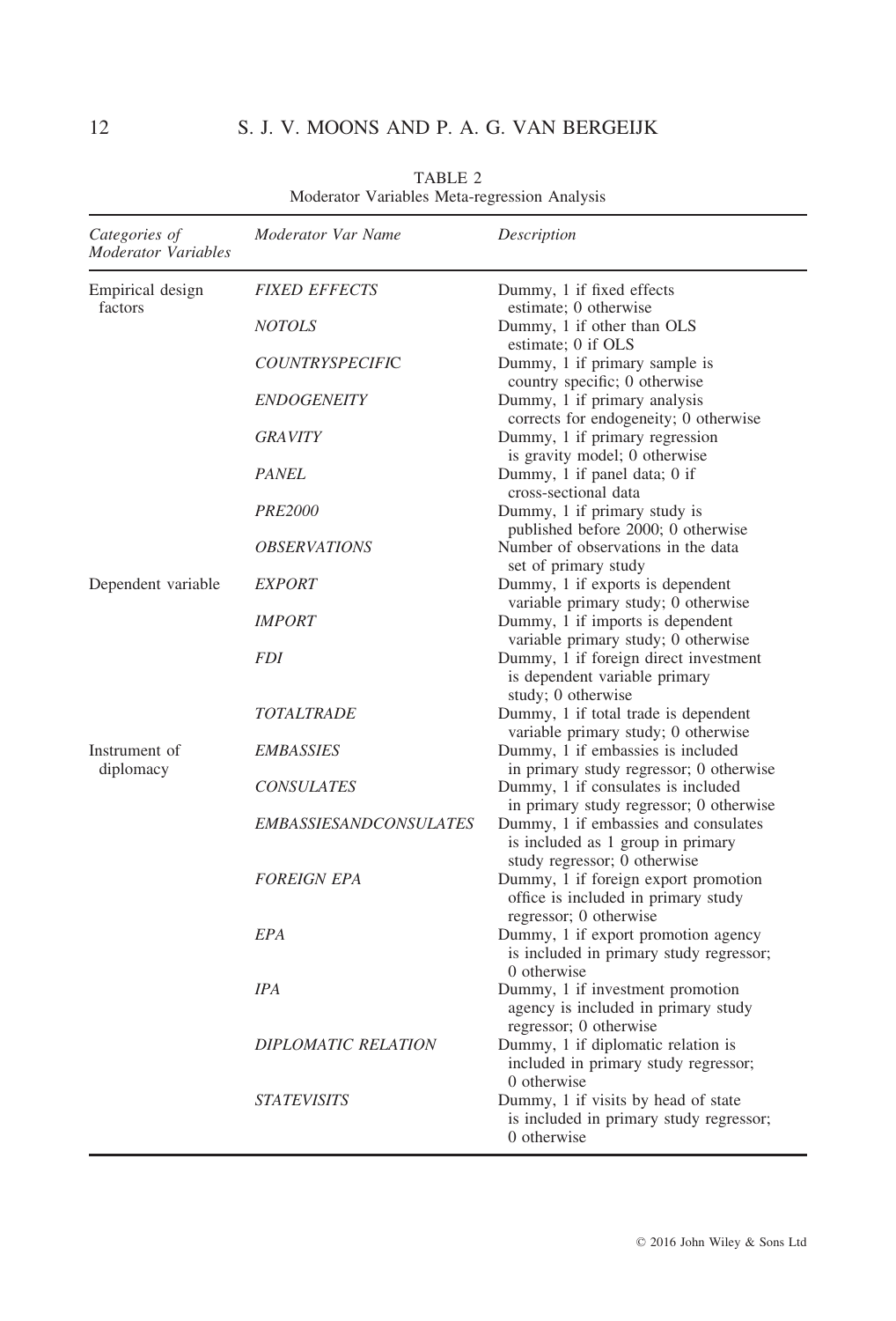TABLE 2
Moderator Variables Meta-regression Analysis

| *Categories of Moderator Variables* | *Moderator Var Name* | *Description* |
|---|---|---|
| Empirical design factors | *FIXED EFFECTS* | Dummy, 1 if fixed effects estimate; 0 otherwise |
| | *NOTOLS* | Dummy, 1 if other than OLS estimate; 0 if OLS |
| | *COUNTRYSPECIFIC* | Dummy, 1 if primary sample is country specific; 0 otherwise |
| | *ENDOGENEITY* | Dummy, 1 if primary analysis corrects for endogeneity; 0 otherwise |
| | *GRAVITY* | Dummy, 1 if primary regression is gravity model; 0 otherwise |
| | *PANEL* | Dummy, 1 if panel data; 0 if cross-sectional data |
| | *PRE2000* | Dummy, 1 if primary study is published before 2000; 0 otherwise |
| | *OBSERVATIONS* | Number of observations in the data set of primary study |
| Dependent variable | *EXPORT* | Dummy, 1 if exports is dependent variable primary study; 0 otherwise |
| | *IMPORT* | Dummy, 1 if imports is dependent variable primary study; 0 otherwise |
| | *FDI* | Dummy, 1 if foreign direct investment is dependent variable primary study; 0 otherwise |
| | *TOTALTRADE* | Dummy, 1 if total trade is dependent variable primary study; 0 otherwise |
| Instrument of diplomacy | *EMBASSIES* | Dummy, 1 if embassies is included in primary study regressor; 0 otherwise |
| | *CONSULATES* | Dummy, 1 if consulates is included in primary study regressor; 0 otherwise |
| | *EMBASSIESANDCONSULATES* | Dummy, 1 if embassies and consulates is included as 1 group in primary study regressor; 0 otherwise |
| | *FOREIGN EPA* | Dummy, 1 if foreign export promotion office is included in primary study regressor; 0 otherwise |
| | *EPA* | Dummy, 1 if export promotion agency is included in primary study regressor; 0 otherwise |
| | *IPA* | Dummy, 1 if investment promotion agency is included in primary study regressor; 0 otherwise |
| | *DIPLOMATIC RELATION* | Dummy, 1 if diplomatic relation is included in primary study regressor; 0 otherwise |
| | *STATEVISITS* | Dummy, 1 if visits by head of state is included in primary study regressor; 0 otherwise |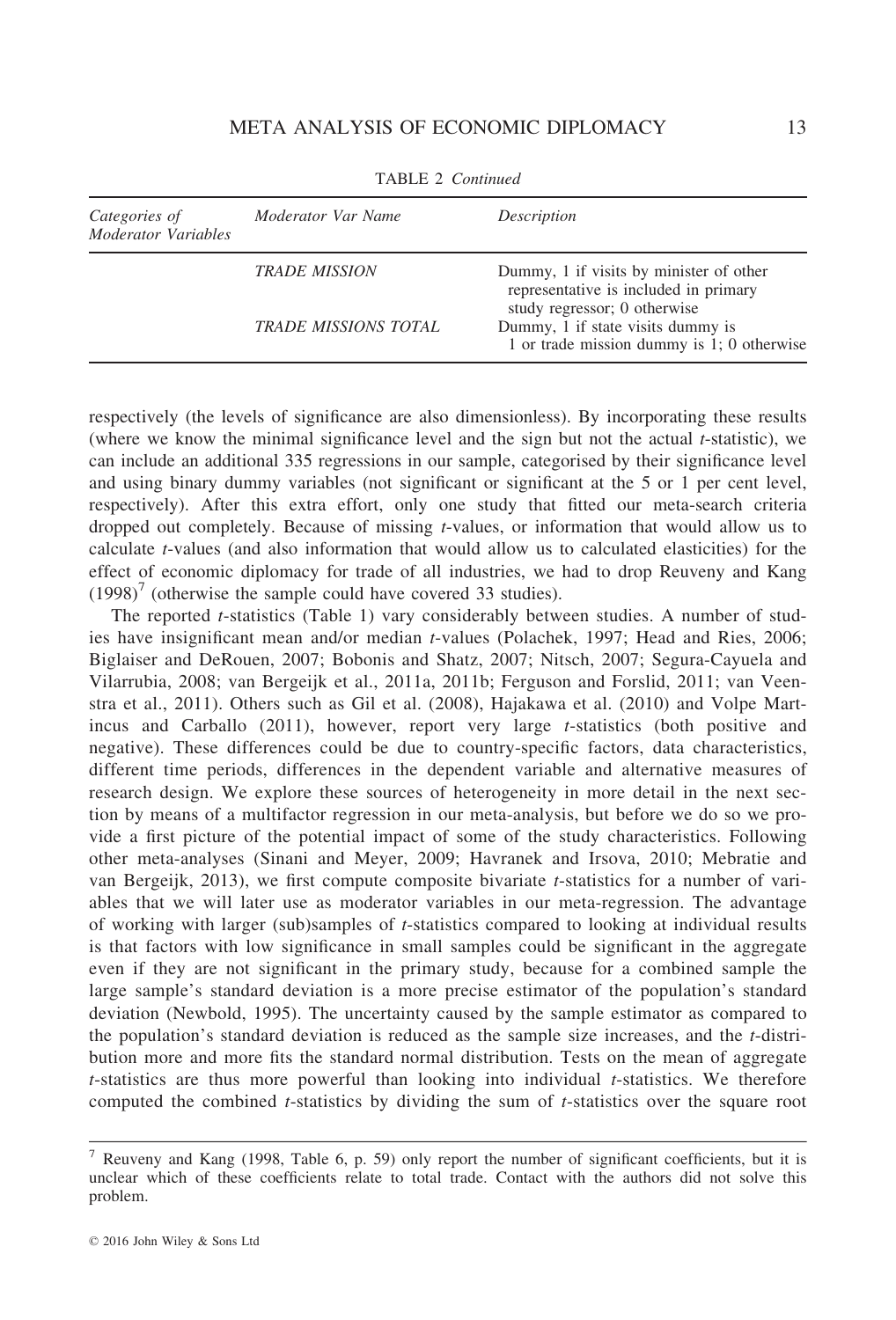TABLE 2 *Continued*

| *Categories of Moderator Variables* | *Moderator Var Name* | *Description* |
|---|---|---|
| | *TRADE MISSION* | Dummy, 1 if visits by minister of other representative is included in primary study regressor; 0 otherwise |
| | *TRADE MISSIONS TOTAL* | Dummy, 1 if state visits dummy is 1 or trade mission dummy is 1; 0 otherwise |

respectively (the levels of significance are also dimensionless). By incorporating these results (where we know the minimal significance level and the sign but not the actual *t*-statistic), we can include an additional 335 regressions in our sample, categorised by their significance level and using binary dummy variables (not significant or significant at the 5 or 1 per cent level, respectively). After this extra effort, only one study that fitted our meta-search criteria dropped out completely. Because of missing *t*-values, or information that would allow us to calculate *t*-values (and also information that would allow us to calculated elasticities) for the effect of economic diplomacy for trade of all industries, we had to drop Reuveny and Kang (1998)[7] (otherwise the sample could have covered 33 studies).

The reported *t*-statistics (Table 1) vary considerably between studies. A number of studies have insignificant mean and/or median *t*-values (Polachek, 1997; Head and Ries, 2006; Biglaiser and DeRouen, 2007; Bobonis and Shatz, 2007; Nitsch, 2007; Segura-Cayuela and Vilarrubia, 2008; van Bergeijk et al., 2011a, 2011b; Ferguson and Forslid, 2011; van Veenstra et al., 2011). Others such as Gil et al. (2008), Hajakawa et al. (2010) and Volpe Martincus and Carballo (2011), however, report very large *t*-statistics (both positive and negative). These differences could be due to country-specific factors, data characteristics, different time periods, differences in the dependent variable and alternative measures of research design. We explore these sources of heterogeneity in more detail in the next section by means of a multifactor regression in our meta-analysis, but before we do so we provide a first picture of the potential impact of some of the study characteristics. Following other meta-analyses (Sinani and Meyer, 2009; Havranek and Irsova, 2010; Mebratie and van Bergeijk, 2013), we first compute composite bivariate *t*-statistics for a number of variables that we will later use as moderator variables in our meta-regression. The advantage of working with larger (sub)samples of *t*-statistics compared to looking at individual results is that factors with low significance in small samples could be significant in the aggregate even if they are not significant in the primary study, because for a combined sample the large sample's standard deviation is a more precise estimator of the population's standard deviation (Newbold, 1995). The uncertainty caused by the sample estimator as compared to the population's standard deviation is reduced as the sample size increases, and the *t*-distribution more and more fits the standard normal distribution. Tests on the mean of aggregate *t*-statistics are thus more powerful than looking into individual *t*-statistics. We therefore computed the combined *t*-statistics by dividing the sum of *t*-statistics over the square root

[7] Reuveny and Kang (1998, Table 6, p. 59) only report the number of significant coefficients, but it is unclear which of these coefficients relate to total trade. Contact with the authors did not solve this problem.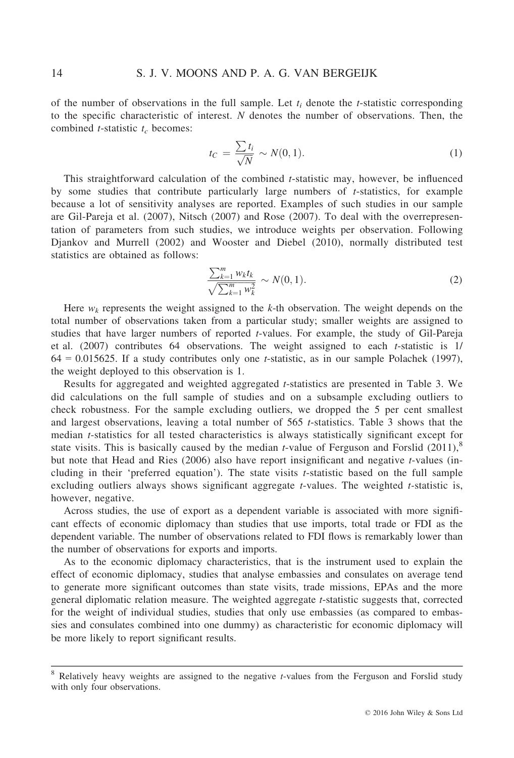of the number of observations in the full sample. Let $t_i$ denote the $t$-statistic corresponding to the specific characteristic of interest. $N$ denotes the number of observations. Then, the combined $t$-statistic $t_c$ becomes:

$$t_C = \frac{\sum t_i}{\sqrt{N}} \sim N(0, 1). \tag{1}$$

This straightforward calculation of the combined $t$-statistic may, however, be influenced by some studies that contribute particularly large numbers of $t$-statistics, for example because a lot of sensitivity analyses are reported. Examples of such studies in our sample are Gil-Pareja et al. (2007), Nitsch (2007) and Rose (2007). To deal with the overrepresentation of parameters from such studies, we introduce weights per observation. Following Djankov and Murrell (2002) and Wooster and Diebel (2010), normally distributed test statistics are obtained as follows:

$$\frac{\sum_{k=1}^{m} w_k t_k}{\sqrt{\sum_{k=1}^{m} w_k^2}} \sim N(0, 1). \tag{2}$$

Here $w_k$ represents the weight assigned to the $k$-th observation. The weight depends on the total number of observations taken from a particular study; smaller weights are assigned to studies that have larger numbers of reported $t$-values. For example, the study of Gil-Pareja et al. (2007) contributes 64 observations. The weight assigned to each $t$-statistic is 1/64 = 0.015625. If a study contributes only one $t$-statistic, as in our sample Polachek (1997), the weight deployed to this observation is 1.

Results for aggregated and weighted aggregated $t$-statistics are presented in Table 3. We did calculations on the full sample of studies and on a subsample excluding outliers to check robustness. For the sample excluding outliers, we dropped the 5 per cent smallest and largest observations, leaving a total number of 565 $t$-statistics. Table 3 shows that the median $t$-statistics for all tested characteristics is always statistically significant except for state visits. This is basically caused by the median $t$-value of Ferguson and Forslid (2011),[8] but note that Head and Ries (2006) also have report insignificant and negative $t$-values (including in their 'preferred equation'). The state visits $t$-statistic based on the full sample excluding outliers always shows significant aggregate $t$-values. The weighted $t$-statistic is, however, negative.

Across studies, the use of export as a dependent variable is associated with more significant effects of economic diplomacy than studies that use imports, total trade or FDI as the dependent variable. The number of observations related to FDI flows is remarkably lower than the number of observations for exports and imports.

As to the economic diplomacy characteristics, that is the instrument used to explain the effect of economic diplomacy, studies that analyse embassies and consulates on average tend to generate more significant outcomes than state visits, trade missions, EPAs and the more general diplomatic relation measure. The weighted aggregate $t$-statistic suggests that, corrected for the weight of individual studies, studies that only use embassies (as compared to embassies and consulates combined into one dummy) as characteristic for economic diplomacy will be more likely to report significant results.

[8] Relatively heavy weights are assigned to the negative $t$-values from the Ferguson and Forslid study with only four observations.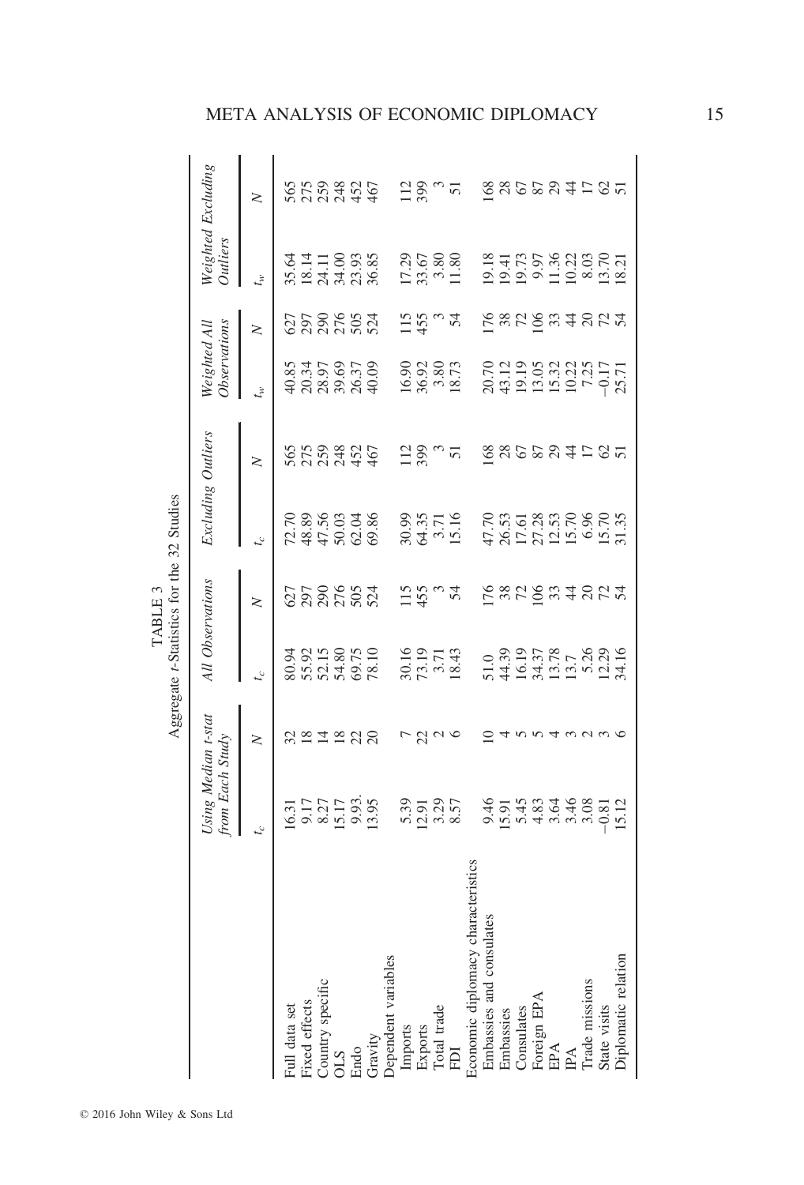TABLE 3

Aggregate *t*-Statistics for the 32 Studies

| | Using Median t-stat from Each Study | | All Observations | | Excluding Outliers | | Weighted All Observations | | Weighted Excluding Outliers | |
|---|---|---|---|---|---|---|---|---|---|---|
| | $t_c$ | $N$ | $t_c$ | $N$ | $t_c$ | $N$ | $t_w$ | $N$ | $t_w$ | $N$ |
| Full data set | 16.31 | 32 | 80.94 | 627 | 72.70 | 565 | 40.85 | 627 | 35.64 | 565 |
| Fixed effects | 9.17 | 18 | 55.92 | 297 | 48.89 | 275 | 20.34 | 297 | 18.14 | 275 |
| Country specific | 8.27 | 14 | 52.15 | 290 | 47.56 | 259 | 28.97 | 290 | 24.11 | 259 |
| OLS | 15.17 | 18 | 54.80 | 276 | 50.03 | 248 | 39.69 | 276 | 34.00 | 248 |
| Endo | 9.93. | 22 | 69.75 | 505 | 62.04 | 452 | 26.37 | 505 | 23.93 | 452 |
| Gravity | 13.95 | 20 | 78.10 | 524 | 69.86 | 467 | 40.09 | 524 | 36.85 | 467 |
| Dependent variables | | | | | | | | | | |
| Imports | 5.39 | 7 | 30.16 | 115 | 30.99 | 112 | 16.90 | 115 | 17.29 | 112 |
| Exports | 12.91 | 22 | 73.19 | 455 | 64.35 | 399 | 36.92 | 455 | 33.67 | 399 |
| Total trade | 3.29 | 2 | 3.71 | 3 | 3.71 | 3 | 3.80 | 3 | 3.80 | 3 |
| FDI | 8.57 | 6 | 18.43 | 54 | 15.16 | 51 | 18.73 | 54 | 11.80 | 51 |
| Economic diplomacy characteristics | | | | | | | | | | |
| Embassies and consulates | 9.46 | 10 | 51.0 | 176 | 47.70 | 168 | 20.70 | 176 | 19.18 | 168 |
| Embassies | 15.91 | 4 | 44.39 | 38 | 26.53 | 28 | 43.12 | 38 | 19.41 | 28 |
| Consulates | 5.45 | 5 | 16.19 | 72 | 17.61 | 67 | 19.19 | 72 | 19.73 | 67 |
| Foreign EPA | 4.83 | 5 | 34.37 | 106 | 27.28 | 87 | 13.05 | 106 | 9.97 | 87 |
| EPA | 3.64 | 4 | 13.78 | 33 | 12.53 | 29 | 15.32 | 33 | 11.36 | 29 |
| IPA | 3.46 | 3 | 13.7 | 44 | 15.70 | 44 | 10.22 | 44 | 10.22 | 44 |
| Trade missions | 3.08 | 2 | 5.26 | 20 | 6.96 | 17 | 7.25 | 20 | 8.03 | 17 |
| State visits | −0.81 | 3 | 12.29 | 72 | 15.70 | 62 | −0.17 | 72 | 13.70 | 62 |
| Diplomatic relation | 15.12 | 6 | 34.16 | 54 | 31.35 | 51 | 25.71 | 54 | 18.21 | 51 |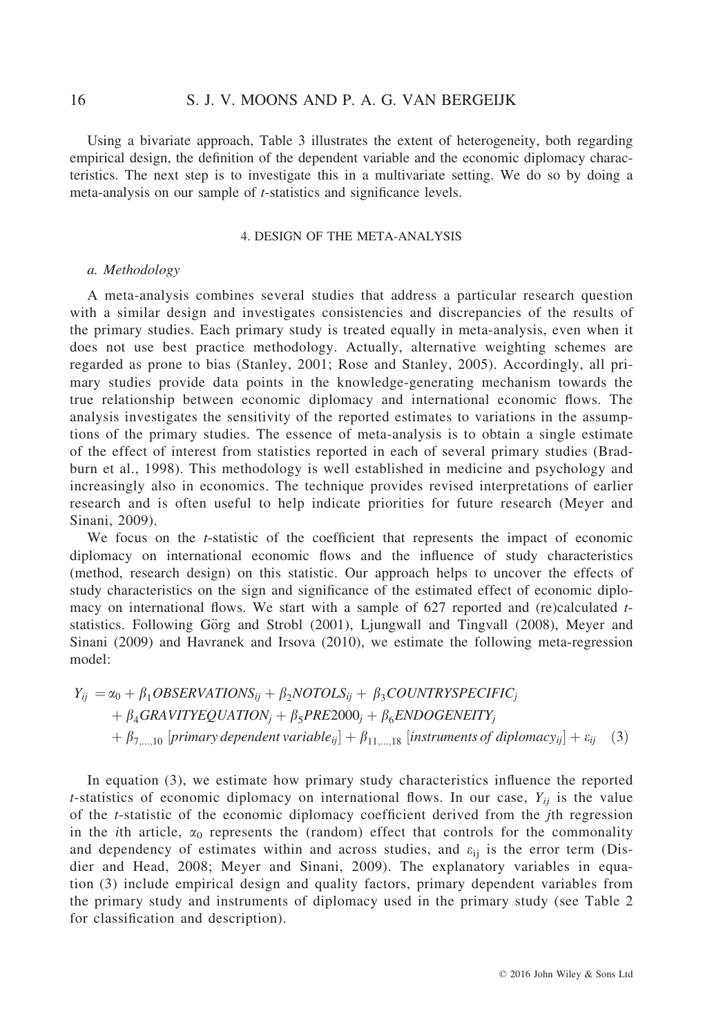Using a bivariate approach, Table 3 illustrates the extent of heterogeneity, both regarding empirical design, the definition of the dependent variable and the economic diplomacy characteristics. The next step is to investigate this in a multivariate setting. We do so by doing a meta-analysis on our sample of *t*-statistics and significance levels.

## 4. DESIGN OF THE META-ANALYSIS

### *a. Methodology*

A meta-analysis combines several studies that address a particular research question with a similar design and investigates consistencies and discrepancies of the results of the primary studies. Each primary study is treated equally in meta-analysis, even when it does not use best practice methodology. Actually, alternative weighting schemes are regarded as prone to bias (Stanley, 2001; Rose and Stanley, 2005). Accordingly, all primary studies provide data points in the knowledge-generating mechanism towards the true relationship between economic diplomacy and international economic flows. The analysis investigates the sensitivity of the reported estimates to variations in the assumptions of the primary studies. The essence of meta-analysis is to obtain a single estimate of the effect of interest from statistics reported in each of several primary studies (Bradburn et al., 1998). This methodology is well established in medicine and psychology and increasingly also in economics. The technique provides revised interpretations of earlier research and is often useful to help indicate priorities for future research (Meyer and Sinani, 2009).

We focus on the *t*-statistic of the coefficient that represents the impact of economic diplomacy on international economic flows and the influence of study characteristics (method, research design) on this statistic. Our approach helps to uncover the effects of study characteristics on the sign and significance of the estimated effect of economic diplomacy on international flows. We start with a sample of 627 reported and (re)calculated *t*-statistics. Following Görg and Strobl (2001), Ljungwall and Tingvall (2008), Meyer and Sinani (2009) and Havranek and Irsova (2010), we estimate the following meta-regression model:

$$
\begin{aligned}
Y_{ij} = {} & \alpha_0 + \beta_1 OBSERVATIONS_{ij} + \beta_2 NOTOLS_{ij} + \beta_3 COUNTRYSPECIFIC_j \\
& + \beta_4 GRAVITYEQUATION_j + \beta_5 PRE2000_j + \beta_6 ENDOGENEITY_j \\
& + \beta_{7,\ldots,10}\,[primary\ dependent\ variable_{ij}] + \beta_{11,\ldots,18}\,[instruments\ of\ diplomacy_{ij}] + \varepsilon_{ij} \quad (3)
\end{aligned}
$$

In equation (3), we estimate how primary study characteristics influence the reported *t*-statistics of economic diplomacy on international flows. In our case, $Y_{ij}$ is the value of the *t*-statistic of the economic diplomacy coefficient derived from the *j*th regression in the *i*th article, $\alpha_0$ represents the (random) effect that controls for the commonality and dependency of estimates within and across studies, and $\varepsilon_{ij}$ is the error term (Disdier and Head, 2008; Meyer and Sinani, 2009). The explanatory variables in equation (3) include empirical design and quality factors, primary dependent variables from the primary study and instruments of diplomacy used in the primary study (see Table 2 for classification and description).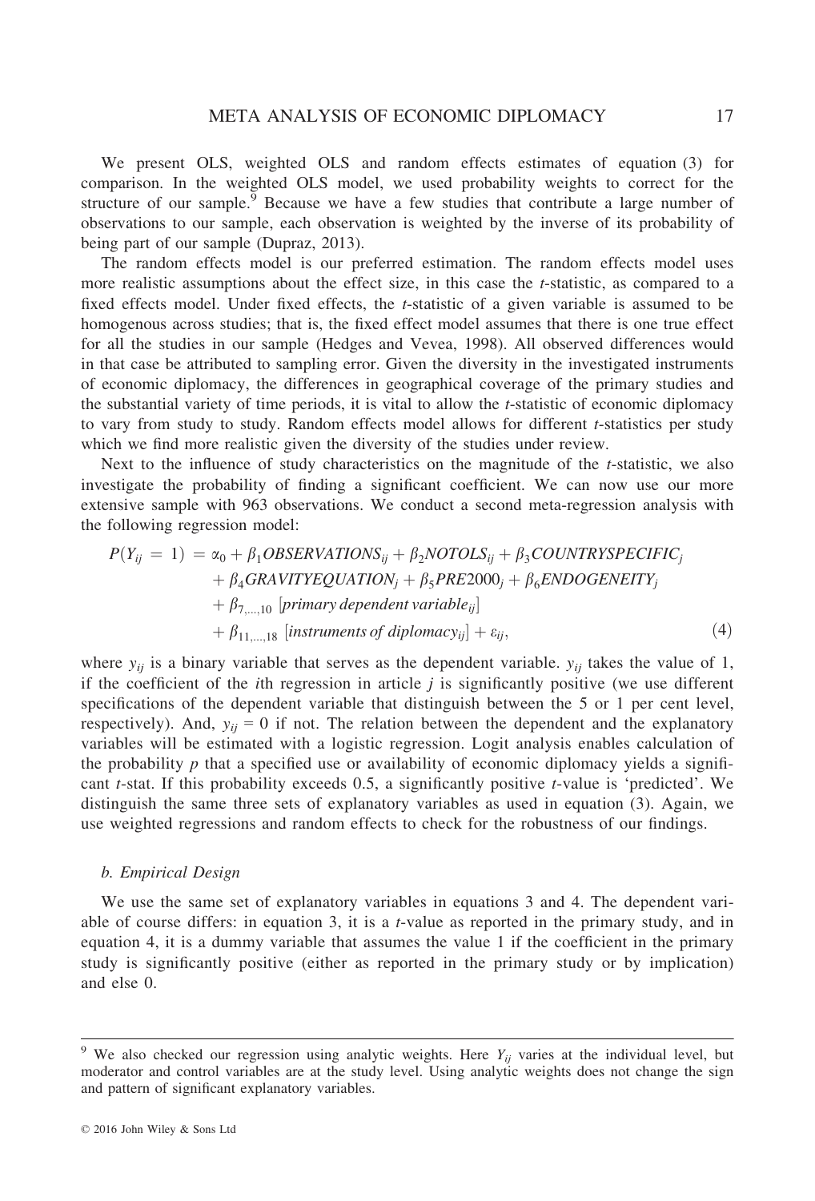We present OLS, weighted OLS and random effects estimates of equation (3) for comparison. In the weighted OLS model, we used probability weights to correct for the structure of our sample.[9] Because we have a few studies that contribute a large number of observations to our sample, each observation is weighted by the inverse of its probability of being part of our sample (Dupraz, 2013).

The random effects model is our preferred estimation. The random effects model uses more realistic assumptions about the effect size, in this case the *t*-statistic, as compared to a fixed effects model. Under fixed effects, the *t*-statistic of a given variable is assumed to be homogenous across studies; that is, the fixed effect model assumes that there is one true effect for all the studies in our sample (Hedges and Vevea, 1998). All observed differences would in that case be attributed to sampling error. Given the diversity in the investigated instruments of economic diplomacy, the differences in geographical coverage of the primary studies and the substantial variety of time periods, it is vital to allow the *t*-statistic of economic diplomacy to vary from study to study. Random effects model allows for different *t*-statistics per study which we find more realistic given the diversity of the studies under review.

Next to the influence of study characteristics on the magnitude of the *t*-statistic, we also investigate the probability of finding a significant coefficient. We can now use our more extensive sample with 963 observations. We conduct a second meta-regression analysis with the following regression model:

$$
\begin{aligned}
P(Y_{ij} = 1) = {} & \alpha_0 + \beta_1 OBSERVATIONS_{ij} + \beta_2 NOTOLS_{ij} + \beta_3 COUNTRYSPECIFIC_j \\
& + \beta_4 GRAVITYEQUATION_j + \beta_5 PRE2000_j + \beta_6 ENDOGENEITY_j \\
& + \beta_{7,\ldots,10}\ [\textit{primary dependent variable}_{ij}] \\
& + \beta_{11,\ldots,18}\ [\textit{instruments of diplomacy}_{ij}] + \varepsilon_{ij},
\end{aligned} \tag{4}
$$

where $y_{ij}$ is a binary variable that serves as the dependent variable. $y_{ij}$ takes the value of 1, if the coefficient of the *i*th regression in article *j* is significantly positive (we use different specifications of the dependent variable that distinguish between the 5 or 1 per cent level, respectively). And, $y_{ij} = 0$ if not. The relation between the dependent and the explanatory variables will be estimated with a logistic regression. Logit analysis enables calculation of the probability *p* that a specified use or availability of economic diplomacy yields a significant *t*-stat. If this probability exceeds 0.5, a significantly positive *t*-value is 'predicted'. We distinguish the same three sets of explanatory variables as used in equation (3). Again, we use weighted regressions and random effects to check for the robustness of our findings.

### b. Empirical Design

We use the same set of explanatory variables in equations 3 and 4. The dependent variable of course differs: in equation 3, it is a *t*-value as reported in the primary study, and in equation 4, it is a dummy variable that assumes the value 1 if the coefficient in the primary study is significantly positive (either as reported in the primary study or by implication) and else 0.

---

[9] We also checked our regression using analytic weights. Here $Y_{ij}$ varies at the individual level, but moderator and control variables are at the study level. Using analytic weights does not change the sign and pattern of significant explanatory variables.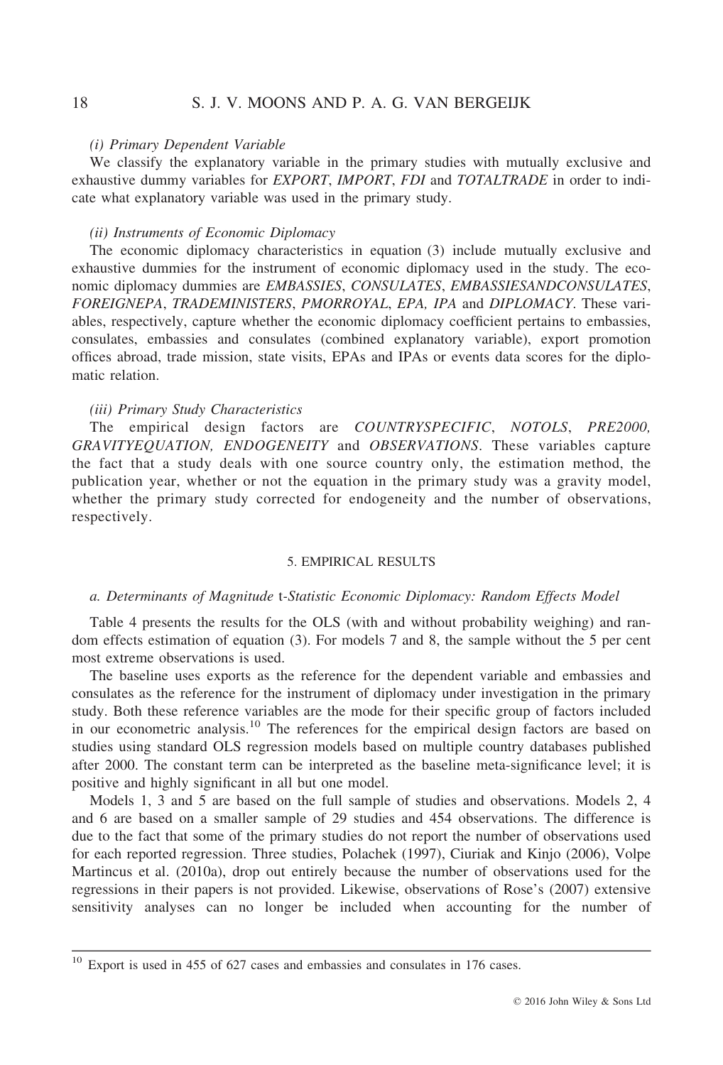*(i) Primary Dependent Variable*

We classify the explanatory variable in the primary studies with mutually exclusive and exhaustive dummy variables for *EXPORT*, *IMPORT*, *FDI* and *TOTALTRADE* in order to indicate what explanatory variable was used in the primary study.

*(ii) Instruments of Economic Diplomacy*

The economic diplomacy characteristics in equation (3) include mutually exclusive and exhaustive dummies for the instrument of economic diplomacy used in the study. The economic diplomacy dummies are *EMBASSIES*, *CONSULATES*, *EMBASSIESANDCONSULATES*, *FOREIGNEPA*, *TRADEMINISTERS*, *PMORROYAL*, *EPA, IPA* and *DIPLOMACY*. These variables, respectively, capture whether the economic diplomacy coefficient pertains to embassies, consulates, embassies and consulates (combined explanatory variable), export promotion offices abroad, trade mission, state visits, EPAs and IPAs or events data scores for the diplomatic relation.

*(iii) Primary Study Characteristics*

The empirical design factors are *COUNTRYSPECIFIC*, *NOTOLS*, *PRE2000, GRAVITYEQUATION, ENDOGENEITY* and *OBSERVATIONS*. These variables capture the fact that a study deals with one source country only, the estimation method, the publication year, whether or not the equation in the primary study was a gravity model, whether the primary study corrected for endogeneity and the number of observations, respectively.

## 5. EMPIRICAL RESULTS

### *a. Determinants of Magnitude t-Statistic Economic Diplomacy: Random Effects Model*

Table 4 presents the results for the OLS (with and without probability weighing) and random effects estimation of equation (3). For models 7 and 8, the sample without the 5 per cent most extreme observations is used.

The baseline uses exports as the reference for the dependent variable and embassies and consulates as the reference for the instrument of diplomacy under investigation in the primary study. Both these reference variables are the mode for their specific group of factors included in our econometric analysis.[10] The references for the empirical design factors are based on studies using standard OLS regression models based on multiple country databases published after 2000. The constant term can be interpreted as the baseline meta-significance level; it is positive and highly significant in all but one model.

Models 1, 3 and 5 are based on the full sample of studies and observations. Models 2, 4 and 6 are based on a smaller sample of 29 studies and 454 observations. The difference is due to the fact that some of the primary studies do not report the number of observations used for each reported regression. Three studies, Polachek (1997), Ciuriak and Kinjo (2006), Volpe Martincus et al. (2010a), drop out entirely because the number of observations used for the regressions in their papers is not provided. Likewise, observations of Rose's (2007) extensive sensitivity analyses can no longer be included when accounting for the number of

---

[10] Export is used in 455 of 627 cases and embassies and consulates in 176 cases.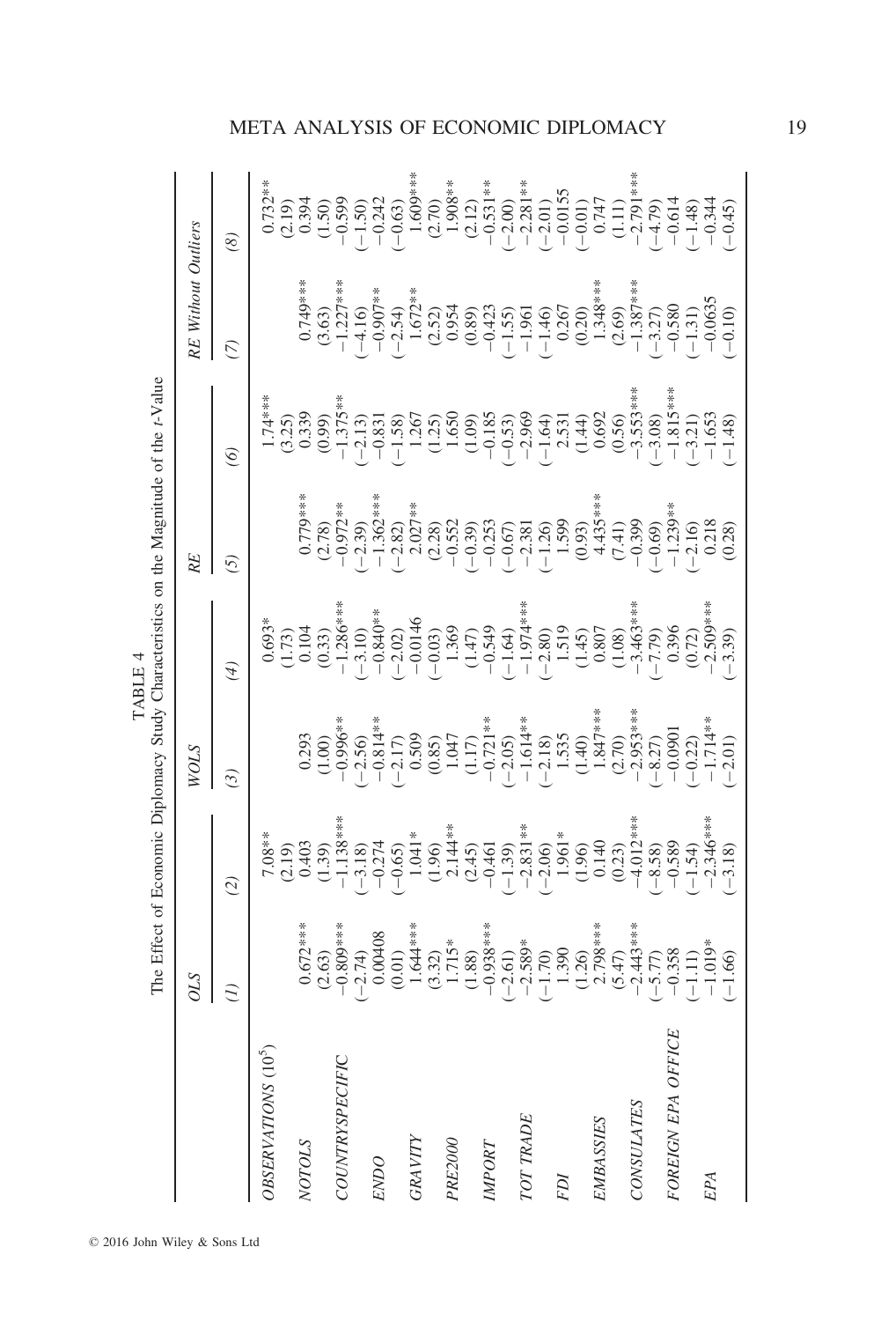TABLE 4

The Effect of Economic Diplomacy Study Characteristics on the Magnitude of the t-Value

| | *OLS* | | *WOLS* | | *RE* | | *RE Without Outliers* | |
|---|---|---|---|---|---|---|---|---|
| | *(1)* | *(2)* | *(3)* | *(4)* | *(5)* | *(6)* | *(7)* | *(8)* |
| *OBSERVATIONS* ($10^5$) | | 7.08** | | 0.693* | | 1.74*** | | 0.732** |
| | | (2.19) | | (1.73) | | (3.25) | | (2.19) |
| *NOTOLS* | 0.672*** | 0.403 | 0.293 | 0.104 | 0.779*** | 0.339 | 0.749*** | 0.394 |
| | (2.63) | (1.39) | (1.00) | (0.33) | (2.78) | (0.99) | (3.63) | (1.50) |
| *COUNTRYSPECIFIC* | −0.809*** | −1.138*** | −0.996** | −1.286*** | −0.972** | −1.375** | −1.227*** | −0.599 |
| | (−2.74) | (−3.18) | (−2.56) | (−3.10) | (−2.39) | (−2.13) | (−4.16) | (−1.50) |
| *ENDO* | 0.00408 | −0.274 | −0.814** | −0.840** | −1.362*** | −0.831 | −0.907** | −0.242 |
| | (0.01) | (−0.65) | (−2.17) | (−2.02) | (−2.82) | (−1.58) | (−2.54) | (−0.63) |
| *GRAVITY* | 1.644*** | 1.041* | 0.509 | −0.0146 | 2.027** | 1.267 | 1.672** | 1.609*** |
| | (3.32) | (1.96) | (0.85) | (−0.03) | (2.28) | (1.25) | (2.52) | (2.70) |
| *PRE2000* | 1.715* | 2.144** | 1.047 | 1.369 | −0.552 | 1.650 | 0.954 | 1.908** |
| | (1.88) | (2.45) | (1.17) | (1.47) | (−0.39) | (1.09) | (0.89) | (2.12) |
| *IMPORT* | −0.938*** | −0.461 | −0.721** | −0.549 | −0.253 | −0.185 | −0.423 | −0.531** |
| | (−2.61) | (−1.39) | (−2.05) | (−1.64) | (−0.67) | (−0.53) | (−1.55) | (−2.00) |
| *TOT TRADE* | −2.589* | −2.831** | −1.614** | −1.974*** | −2.381 | −2.969 | −1.961 | −2.281** |
| | (−1.70) | (−2.06) | (−2.18) | (−2.80) | (−1.26) | (−1.64) | (−1.46) | (−2.01) |
| *FDI* | 1.390 | 1.961* | 1.535 | 1.519 | 1.599 | 2.531 | 0.267 | −0.0155 |
| | (1.26) | (1.96) | (1.40) | (1.45) | (0.93) | (1.44) | (0.20) | (−0.01) |
| *EMBASSIES* | 2.798*** | 0.140 | 1.847*** | 0.807 | 4.435*** | 0.692 | 1.348*** | 0.747 |
| | (5.47) | (0.23) | (2.70) | (1.08) | (7.41) | (0.56) | (2.69) | (1.11) |
| *CONSULATES* | −2.443*** | −4.012*** | −2.953*** | −3.463*** | −0.399 | −3.553*** | −1.387*** | −2.791*** |
| | (−5.77) | (−8.58) | (−8.27) | (−7.79) | (−0.69) | (−3.08) | (−3.27) | (−4.79) |
| *FOREIGN EPA OFFICE* | −0.358 | −0.589 | −0.0901 | 0.396 | −1.239** | −1.815*** | −0.580 | −0.614 |
| | (−1.11) | (−1.54) | (−0.22) | (0.72) | (−2.16) | (−3.21) | (−1.31) | (−1.48) |
| *EPA* | −1.019* | −2.346*** | −1.714** | −2.509*** | 0.218 | −1.653 | −0.0635 | −0.344 |
| | (−1.66) | (−3.18) | (−2.01) | (−3.39) | (0.28) | (−1.48) | (−0.10) | (−0.45) |

© 2016 John Wiley & Sons Ltd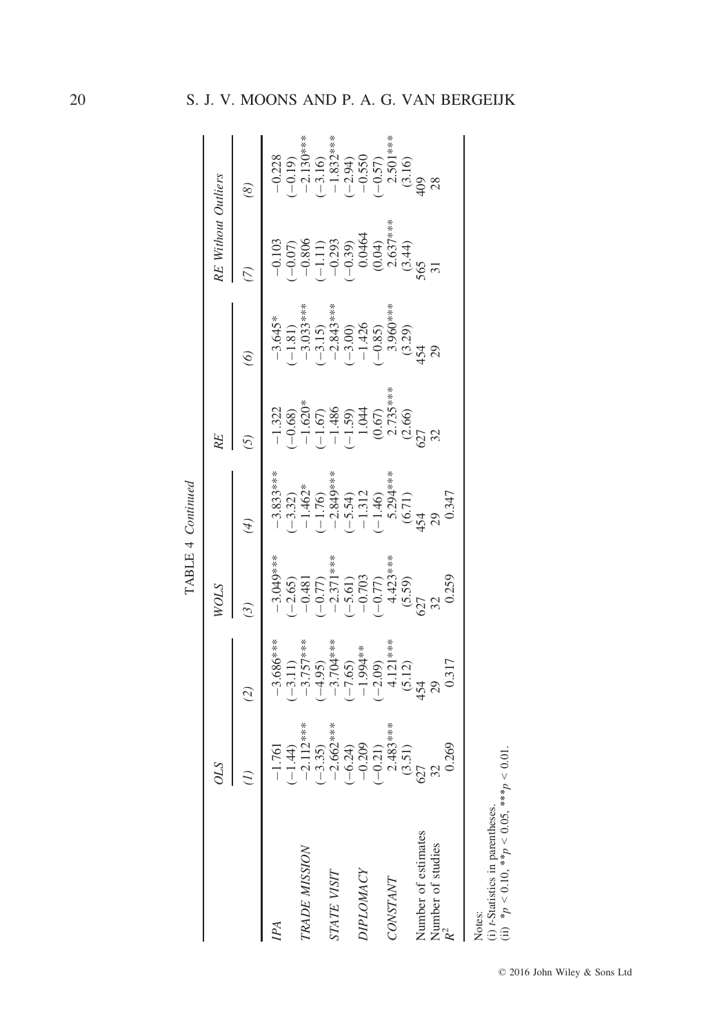TABLE 4 *Continued*

| | *OLS* | | *WOLS* | | *RE* | | *RE Without Outliers* | |
|---|---|---|---|---|---|---|---|---|
| | *(1)* | *(2)* | *(3)* | *(4)* | *(5)* | *(6)* | *(7)* | *(8)* |
| *IPA* | −1.761 | −3.686*** | −3.049*** | −3.833*** | −1.322 | −3.645* | −0.103 | −0.228 |
| | (−1.44) | (−3.11) | (−2.65) | (−3.32) | (−0.68) | (−1.81) | (−0.07) | (−0.19) |
| *TRADE MISSION* | −2.112*** | −3.757*** | −0.481 | −1.462* | −1.620* | −3.033*** | −0.806 | −2.130*** |
| | (−3.35) | (−4.95) | (−0.77) | (−1.76) | (−1.67) | (−3.15) | (−1.11) | (−3.16) |
| *STATE VISIT* | −2.662*** | −3.704*** | −2.371*** | −2.849*** | −1.486 | −2.843*** | −0.293 | −1.832*** |
| | (−6.24) | (−7.65) | (−5.61) | (−5.54) | (−1.59) | (−3.00) | (−0.39) | (−2.94) |
| *DIPLOMACY* | −0.209 | −1.994** | −0.703 | −1.312 | 1.044 | −1.426 | 0.0464 | −0.550 |
| | (−0.21) | (−2.09) | (−0.77) | (−1.46) | (0.67) | (−0.85) | (0.04) | (−0.57) |
| *CONSTANT* | 2.483*** | 4.121*** | 4.423*** | 5.294*** | 2.735*** | 3.960*** | 2.637*** | 2.501*** |
| | (3.51) | (5.12) | (5.59) | (6.71) | (2.66) | (3.29) | (3.44) | (3.16) |
| Number of estimates | 627 | 454 | 627 | 454 | 627 | 454 | 565 | 409 |
| Number of studies | 32 | 29 | 32 | 29 | 32 | 29 | 31 | 28 |
| $R^2$ | 0.269 | 0.317 | 0.259 | 0.347 | | | | |

Notes:
(i) *t*-Statistics in parentheses.
(ii) $^{*}p < 0.10$, $^{**}p < 0.05$, $^{***}p < 0.01$.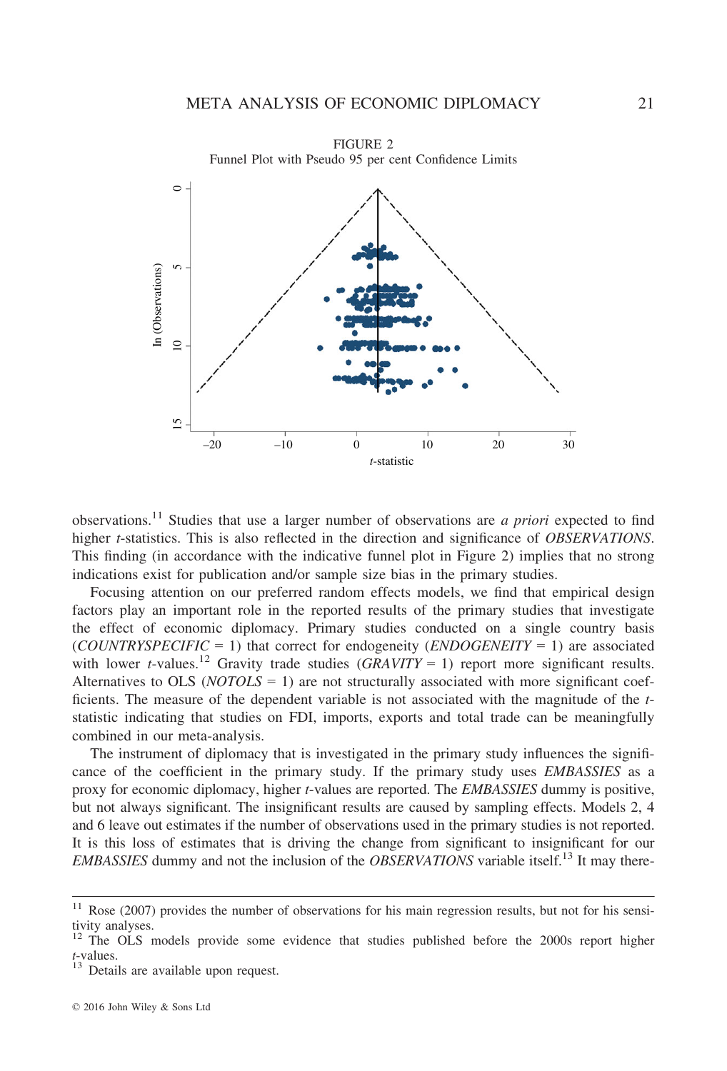FIGURE 2
Funnel Plot with Pseudo 95 per cent Confidence Limits

observations.[11] Studies that use a larger number of observations are *a priori* expected to find higher *t*-statistics. This is also reflected in the direction and significance of *OBSERVATIONS*. This finding (in accordance with the indicative funnel plot in Figure 2) implies that no strong indications exist for publication and/or sample size bias in the primary studies.

Focusing attention on our preferred random effects models, we find that empirical design factors play an important role in the reported results of the primary studies that investigate the effect of economic diplomacy. Primary studies conducted on a single country basis (*COUNTRYSPECIFIC* = 1) that correct for endogeneity (*ENDOGENEITY* = 1) are associated with lower *t*-values.[12] Gravity trade studies (*GRAVITY* = 1) report more significant results. Alternatives to OLS (*NOTOLS* = 1) are not structurally associated with more significant coefficients. The measure of the dependent variable is not associated with the magnitude of the *t*-statistic indicating that studies on FDI, imports, exports and total trade can be meaningfully combined in our meta-analysis.

The instrument of diplomacy that is investigated in the primary study influences the significance of the coefficient in the primary study. If the primary study uses *EMBASSIES* as a proxy for economic diplomacy, higher *t*-values are reported. The *EMBASSIES* dummy is positive, but not always significant. The insignificant results are caused by sampling effects. Models 2, 4 and 6 leave out estimates if the number of observations used in the primary studies is not reported. It is this loss of estimates that is driving the change from significant to insignificant for our *EMBASSIES* dummy and not the inclusion of the *OBSERVATIONS* variable itself.[13] It may there-

[11] Rose (2007) provides the number of observations for his main regression results, but not for his sensitivity analyses.

[12] The OLS models provide some evidence that studies published before the 2000s report higher *t*-values.

[13] Details are available upon request.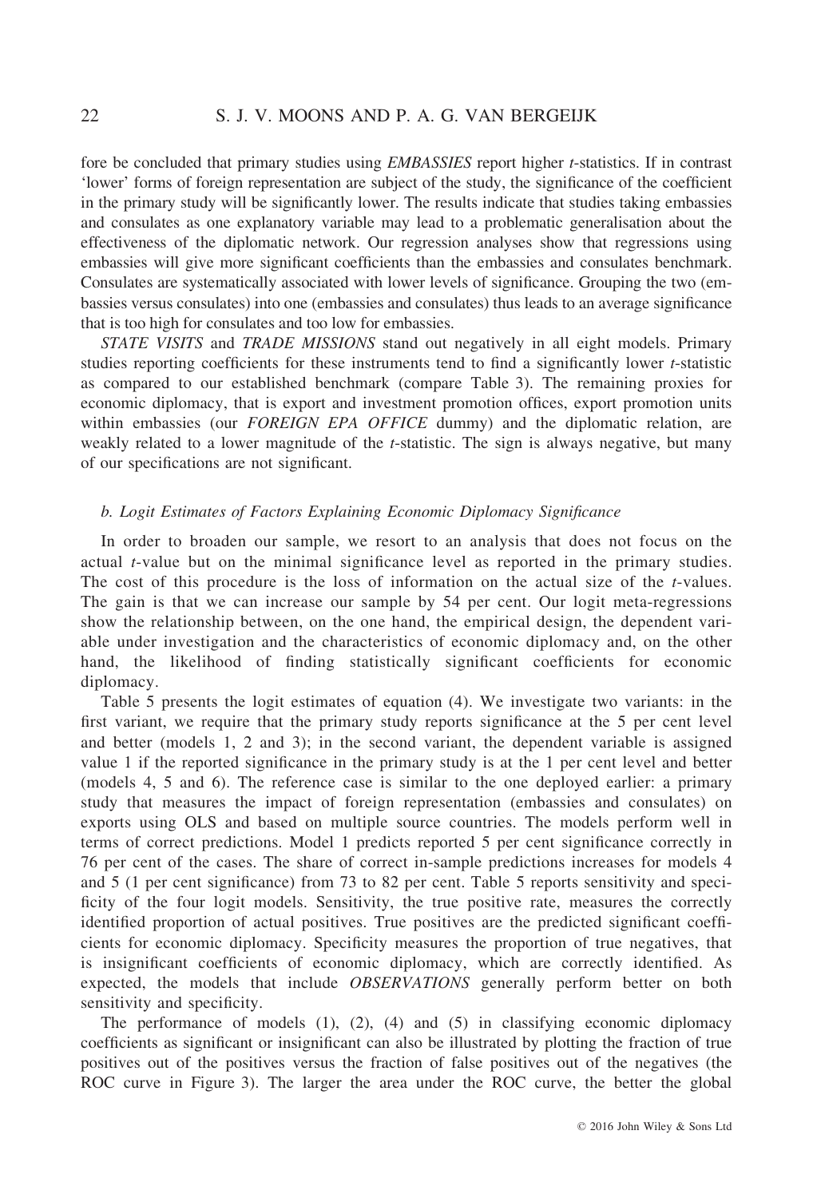fore be concluded that primary studies using *EMBASSIES* report higher *t*-statistics. If in contrast 'lower' forms of foreign representation are subject of the study, the significance of the coefficient in the primary study will be significantly lower. The results indicate that studies taking embassies and consulates as one explanatory variable may lead to a problematic generalisation about the effectiveness of the diplomatic network. Our regression analyses show that regressions using embassies will give more significant coefficients than the embassies and consulates benchmark. Consulates are systematically associated with lower levels of significance. Grouping the two (embassies versus consulates) into one (embassies and consulates) thus leads to an average significance that is too high for consulates and too low for embassies.

*STATE VISITS* and *TRADE MISSIONS* stand out negatively in all eight models. Primary studies reporting coefficients for these instruments tend to find a significantly lower *t*-statistic as compared to our established benchmark (compare Table 3). The remaining proxies for economic diplomacy, that is export and investment promotion offices, export promotion units within embassies (our *FOREIGN EPA OFFICE* dummy) and the diplomatic relation, are weakly related to a lower magnitude of the *t*-statistic. The sign is always negative, but many of our specifications are not significant.

### b. Logit Estimates of Factors Explaining Economic Diplomacy Significance

In order to broaden our sample, we resort to an analysis that does not focus on the actual *t*-value but on the minimal significance level as reported in the primary studies. The cost of this procedure is the loss of information on the actual size of the *t*-values. The gain is that we can increase our sample by 54 per cent. Our logit meta-regressions show the relationship between, on the one hand, the empirical design, the dependent variable under investigation and the characteristics of economic diplomacy and, on the other hand, the likelihood of finding statistically significant coefficients for economic diplomacy.

Table 5 presents the logit estimates of equation (4). We investigate two variants: in the first variant, we require that the primary study reports significance at the 5 per cent level and better (models 1, 2 and 3); in the second variant, the dependent variable is assigned value 1 if the reported significance in the primary study is at the 1 per cent level and better (models 4, 5 and 6). The reference case is similar to the one deployed earlier: a primary study that measures the impact of foreign representation (embassies and consulates) on exports using OLS and based on multiple source countries. The models perform well in terms of correct predictions. Model 1 predicts reported 5 per cent significance correctly in 76 per cent of the cases. The share of correct in-sample predictions increases for models 4 and 5 (1 per cent significance) from 73 to 82 per cent. Table 5 reports sensitivity and specificity of the four logit models. Sensitivity, the true positive rate, measures the correctly identified proportion of actual positives. True positives are the predicted significant coefficients for economic diplomacy. Specificity measures the proportion of true negatives, that is insignificant coefficients of economic diplomacy, which are correctly identified. As expected, the models that include *OBSERVATIONS* generally perform better on both sensitivity and specificity.

The performance of models (1), (2), (4) and (5) in classifying economic diplomacy coefficients as significant or insignificant can also be illustrated by plotting the fraction of true positives out of the positives versus the fraction of false positives out of the negatives (the ROC curve in Figure 3). The larger the area under the ROC curve, the better the global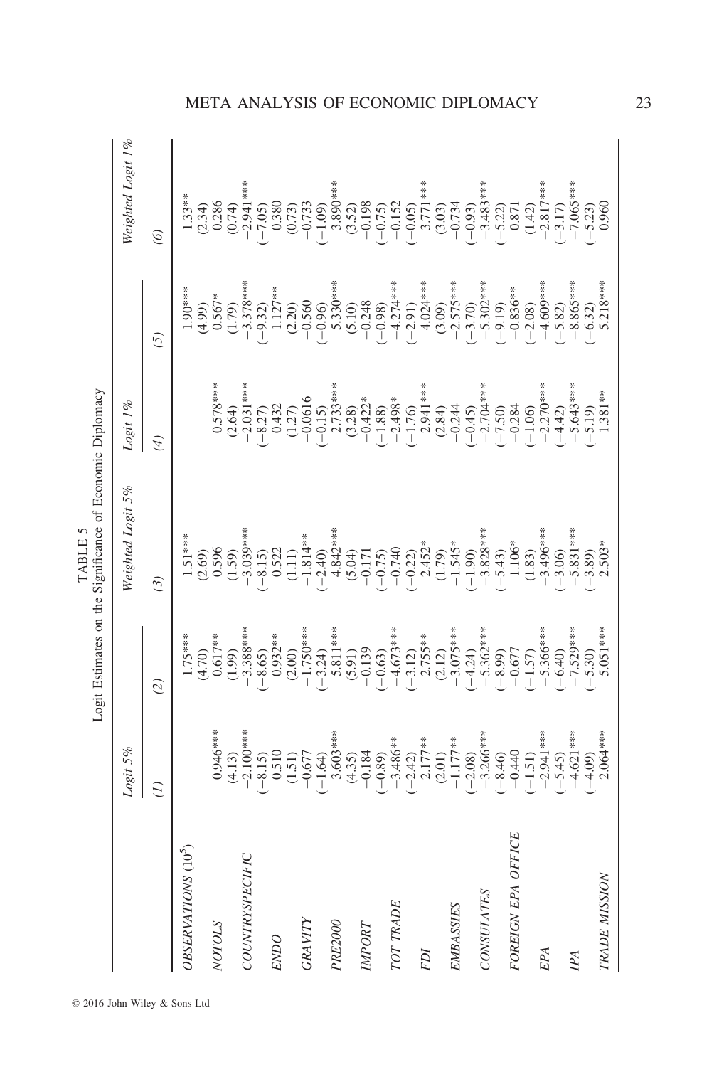TABLE 5

Logit Estimates on the Significance of Economic Diplomacy

| | Logit 5% | | Weighted Logit 5% | Logit 1% | | Weighted Logit 1% |
|---|---|---|---|---|---|---|
| | (1) | (2) | (3) | (4) | (5) | (6) |
| OBSERVATIONS ($10^5$) | | 1.75*** | 1.51*** | | 1.90*** | 1.33** |
| | | (4.70) | (2.69) | | (4.99) | (2.34) |
| NOTOLS | 0.946*** | 0.617** | 0.596 | 0.578*** | 0.567* | 0.286 |
| | (4.13) | (1.99) | (1.59) | (2.64) | (1.79) | (0.74) |
| COUNTRYSPECIFIC | −2.100*** | −3.388*** | −3.039*** | −2.031*** | −3.378*** | −2.941*** |
| | (−8.15) | (−8.65) | (−8.15) | (−8.27) | (−9.32) | (−7.05) |
| ENDO | 0.510 | 0.932** | 0.522 | 0.432 | 1.127** | 0.380 |
| | (1.51) | (2.00) | (1.11) | (1.27) | (2.20) | (0.73) |
| GRAVITY | −0.677 | −1.750*** | −1.814** | −0.0616 | −0.560 | −0.733 |
| | (−1.64) | (−3.24) | (−2.40) | (−0.15) | (−0.96) | (−1.09) |
| PRE2000 | 3.603*** | 5.811*** | 4.842*** | 2.733*** | 5.330*** | 3.890*** |
| | (4.35) | (5.91) | (5.04) | (3.28) | (5.10) | (3.52) |
| IMPORT | −0.184 | −0.139 | −0.171 | −0.422* | −0.248 | −0.198 |
| | (−0.89) | (−0.63) | (−0.75) | (−1.88) | (−0.98) | (−0.75) |
| TOT TRADE | −3.486** | −4.673*** | −0.740 | −2.498* | −4.274*** | −0.152 |
| | (−2.42) | (−3.12) | (−0.22) | (−1.76) | (−2.91) | (−0.05) |
| FDI | 2.177** | 2.755** | 2.452* | 2.941*** | 4.024*** | 3.771*** |
| | (2.01) | (2.12) | (1.79) | (2.84) | (3.09) | (3.03) |
| EMBASSIES | −1.177** | −3.075*** | −1.545* | −0.244 | −2.575*** | −0.734 |
| | (−2.08) | (−4.24) | (−1.90) | (−0.45) | (−3.70) | (−0.93) |
| CONSULATES | −3.266*** | −5.362*** | −3.828*** | −2.704*** | −5.302*** | −3.483*** |
| | (−8.46) | (−8.99) | (−5.43) | (−7.50) | (−9.19) | (−5.22) |
| FOREIGN EPA OFFICE | −0.440 | −0.677 | 1.106* | −0.284 | −0.836** | 0.871 |
| | (−1.51) | (−1.57) | (1.83) | (−1.06) | (−2.08) | (1.42) |
| EPA | −2.941*** | −5.366*** | −3.496*** | −2.270*** | −4.609*** | −2.817*** |
| | (−5.45) | (−6.40) | (−3.06) | (−4.42) | (−5.82) | (−3.17) |
| IPA | −4.621*** | −7.529*** | −5.831*** | −5.643*** | −8.865*** | −7.065*** |
| | (−4.09) | (−5.30) | (−3.89) | (−5.19) | (−6.32) | (−5.23) |
| TRADE MISSION | −2.064*** | −5.051*** | −2.503* | −1.381** | −5.218*** | −0.960 |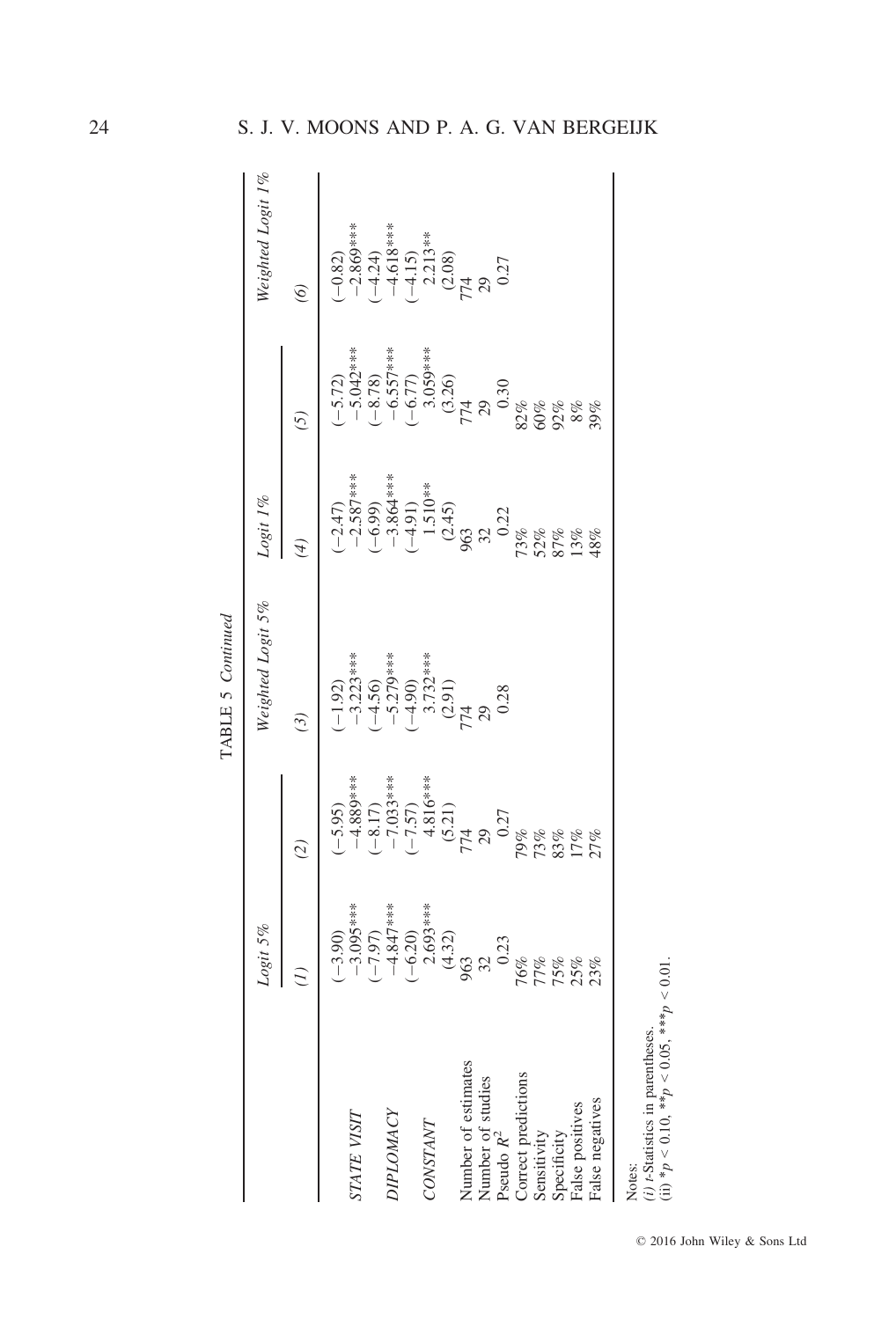TABLE 5 *Continued*

| | *Logit 5%* | | *Weighted Logit 5%* | *Logit 1%* | | *Weighted Logit 1%* |
|---|---|---|---|---|---|---|
| | *(1)* | *(2)* | *(3)* | *(4)* | *(5)* | *(6)* |
| | (−3.90) | (−5.95) | (−1.92) | (−2.47) | (−5.72) | (−0.82) |
| *STATE VISIT* | −3.095*** | −4.889*** | −3.223*** | −2.587*** | −5.042*** | −2.869*** |
| | (−7.97) | (−8.17) | (−4.56) | (−6.99) | (−8.78) | (−4.24) |
| *DIPLOMACY* | −4.847*** | −7.033*** | −5.279*** | −3.864*** | −6.557*** | −4.618*** |
| | (−6.20) | (−7.57) | (−4.90) | (−4.91) | (−6.77) | (−4.15) |
| *CONSTANT* | 2.693*** | 4.816*** | 3.732*** | 1.510** | 3.059*** | 2.213** |
| | (4.32) | (5.21) | (2.91) | (2.45) | (3.26) | (2.08) |
| Number of estimates | 963 | 774 | 774 | 963 | 774 | 774 |
| Number of studies | 32 | 29 | 29 | 32 | 29 | 29 |
| Pseudo $R^2$ | 0.23 | 0.27 | 0.28 | 0.22 | 0.30 | 0.27 |
| Correct predictions | 76% | 79% | | 73% | 82% | |
| Sensitivity | 77% | 73% | | 52% | 60% | |
| Specificity | 75% | 83% | | 87% | 92% | |
| False positives | 25% | 17% | | 13% | 8% | |
| False negatives | 23% | 27% | | 48% | 39% | |

Notes:
*(i) t*-Statistics in parentheses.
(ii) $^{*}p < 0.10$, $^{**}p < 0.05$, $^{***}p < 0.01$.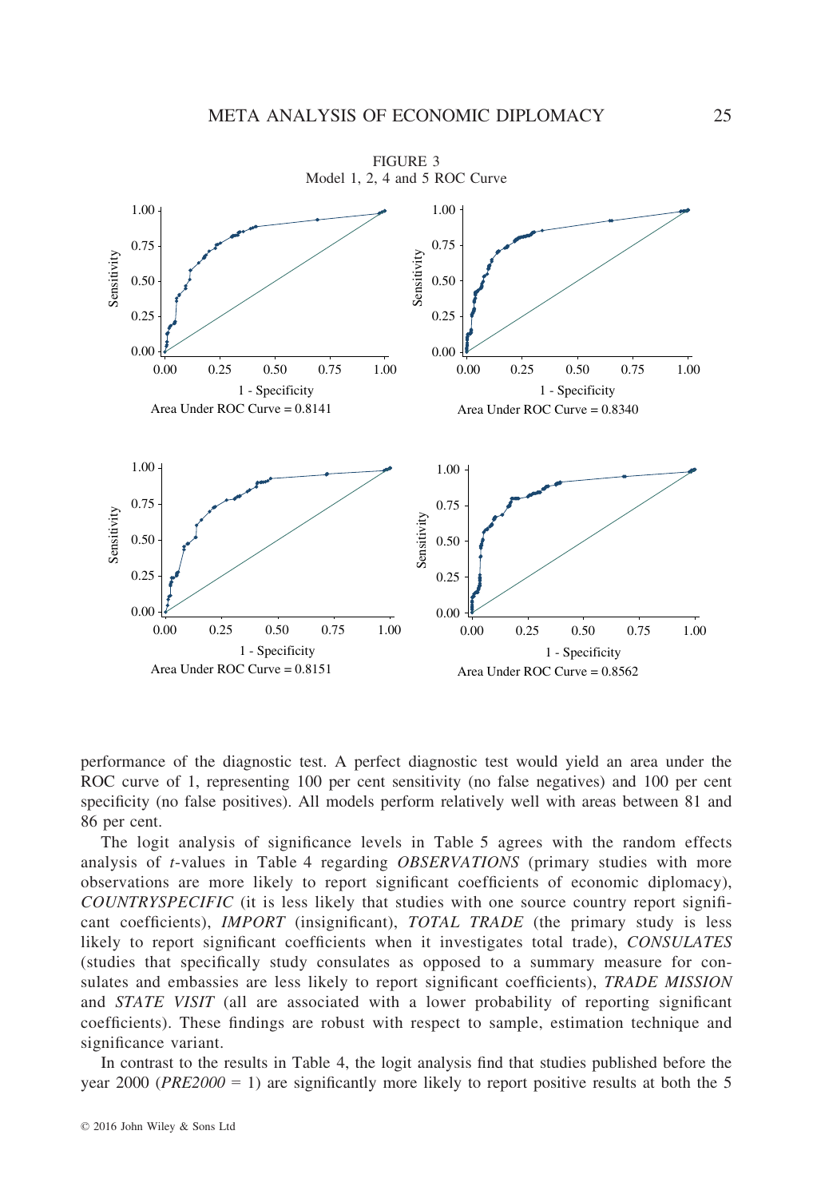FIGURE 3
Model 1, 2, 4 and 5 ROC Curve

Area Under ROC Curve = 0.8141

Area Under ROC Curve = 0.8340

Area Under ROC Curve = 0.8151

Area Under ROC Curve = 0.8562

performance of the diagnostic test. A perfect diagnostic test would yield an area under the ROC curve of 1, representing 100 per cent sensitivity (no false negatives) and 100 per cent specificity (no false positives). All models perform relatively well with areas between 81 and 86 per cent.

The logit analysis of significance levels in Table 5 agrees with the random effects analysis of *t*-values in Table 4 regarding *OBSERVATIONS* (primary studies with more observations are more likely to report significant coefficients of economic diplomacy), *COUNTRYSPECIFIC* (it is less likely that studies with one source country report significant coefficients), *IMPORT* (insignificant), *TOTAL TRADE* (the primary study is less likely to report significant coefficients when it investigates total trade), *CONSULATES* (studies that specifically study consulates as opposed to a summary measure for consulates and embassies are less likely to report significant coefficients), *TRADE MISSION* and *STATE VISIT* (all are associated with a lower probability of reporting significant coefficients). These findings are robust with respect to sample, estimation technique and significance variant.

In contrast to the results in Table 4, the logit analysis find that studies published before the year 2000 (*PRE2000* = 1) are significantly more likely to report positive results at both the 5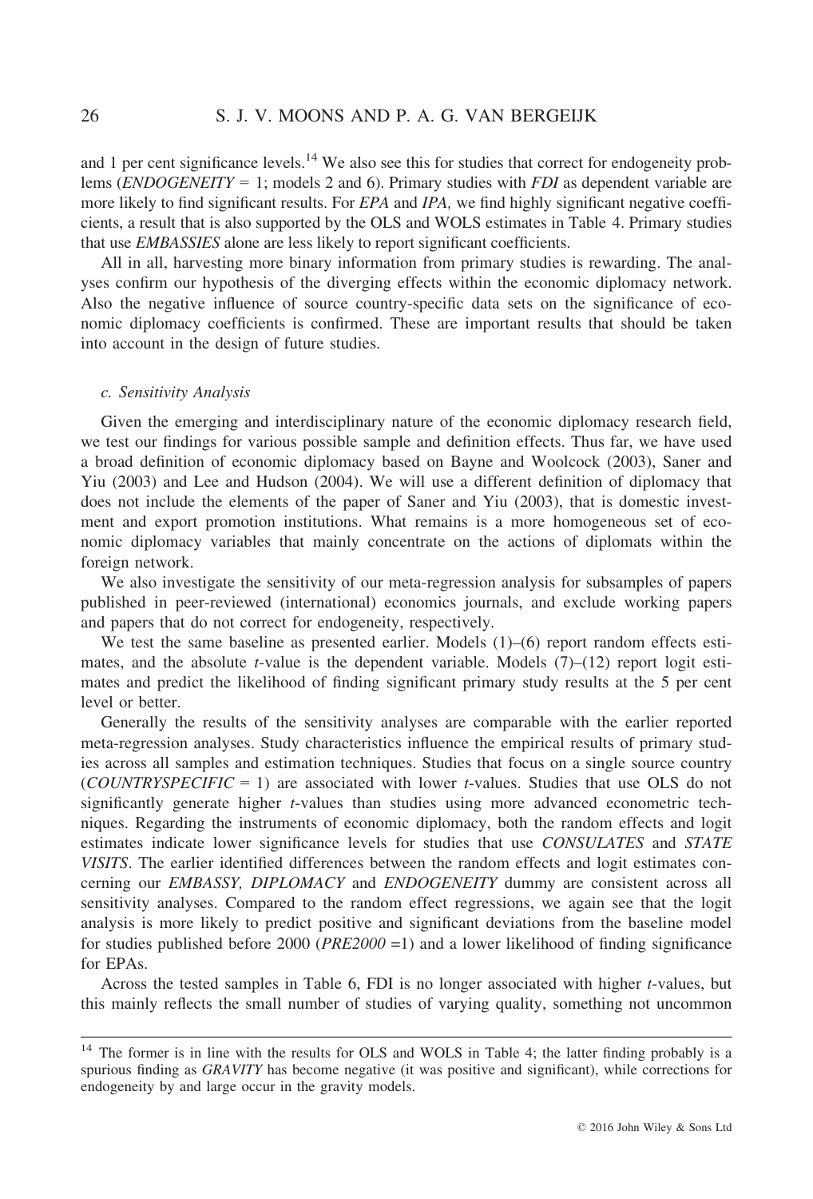and 1 per cent significance levels.[14] We also see this for studies that correct for endogeneity problems (*ENDOGENEITY* = 1; models 2 and 6). Primary studies with *FDI* as dependent variable are more likely to find significant results. For *EPA* and *IPA,* we find highly significant negative coefficients, a result that is also supported by the OLS and WOLS estimates in Table 4. Primary studies that use *EMBASSIES* alone are less likely to report significant coefficients.

All in all, harvesting more binary information from primary studies is rewarding. The analyses confirm our hypothesis of the diverging effects within the economic diplomacy network. Also the negative influence of source country-specific data sets on the significance of economic diplomacy coefficients is confirmed. These are important results that should be taken into account in the design of future studies.

### c. Sensitivity Analysis

Given the emerging and interdisciplinary nature of the economic diplomacy research field, we test our findings for various possible sample and definition effects. Thus far, we have used a broad definition of economic diplomacy based on Bayne and Woolcock (2003), Saner and Yiu (2003) and Lee and Hudson (2004). We will use a different definition of diplomacy that does not include the elements of the paper of Saner and Yiu (2003), that is domestic investment and export promotion institutions. What remains is a more homogeneous set of economic diplomacy variables that mainly concentrate on the actions of diplomats within the foreign network.

We also investigate the sensitivity of our meta-regression analysis for subsamples of papers published in peer-reviewed (international) economics journals, and exclude working papers and papers that do not correct for endogeneity, respectively.

We test the same baseline as presented earlier. Models (1)–(6) report random effects estimates, and the absolute *t*-value is the dependent variable. Models (7)–(12) report logit estimates and predict the likelihood of finding significant primary study results at the 5 per cent level or better.

Generally the results of the sensitivity analyses are comparable with the earlier reported meta-regression analyses. Study characteristics influence the empirical results of primary studies across all samples and estimation techniques. Studies that focus on a single source country (*COUNTRYSPECIFIC* = 1) are associated with lower *t*-values. Studies that use OLS do not significantly generate higher *t*-values than studies using more advanced econometric techniques. Regarding the instruments of economic diplomacy, both the random effects and logit estimates indicate lower significance levels for studies that use *CONSULATES* and *STATE VISITS*. The earlier identified differences between the random effects and logit estimates concerning our *EMBASSY, DIPLOMACY* and *ENDOGENEITY* dummy are consistent across all sensitivity analyses. Compared to the random effect regressions, we again see that the logit analysis is more likely to predict positive and significant deviations from the baseline model for studies published before 2000 (*PRE2000* =1) and a lower likelihood of finding significance for EPAs.

Across the tested samples in Table 6, FDI is no longer associated with higher *t*-values, but this mainly reflects the small number of studies of varying quality, something not uncommon

---

[14] The former is in line with the results for OLS and WOLS in Table 4; the latter finding probably is a spurious finding as *GRAVITY* has become negative (it was positive and significant), while corrections for endogeneity by and large occur in the gravity models.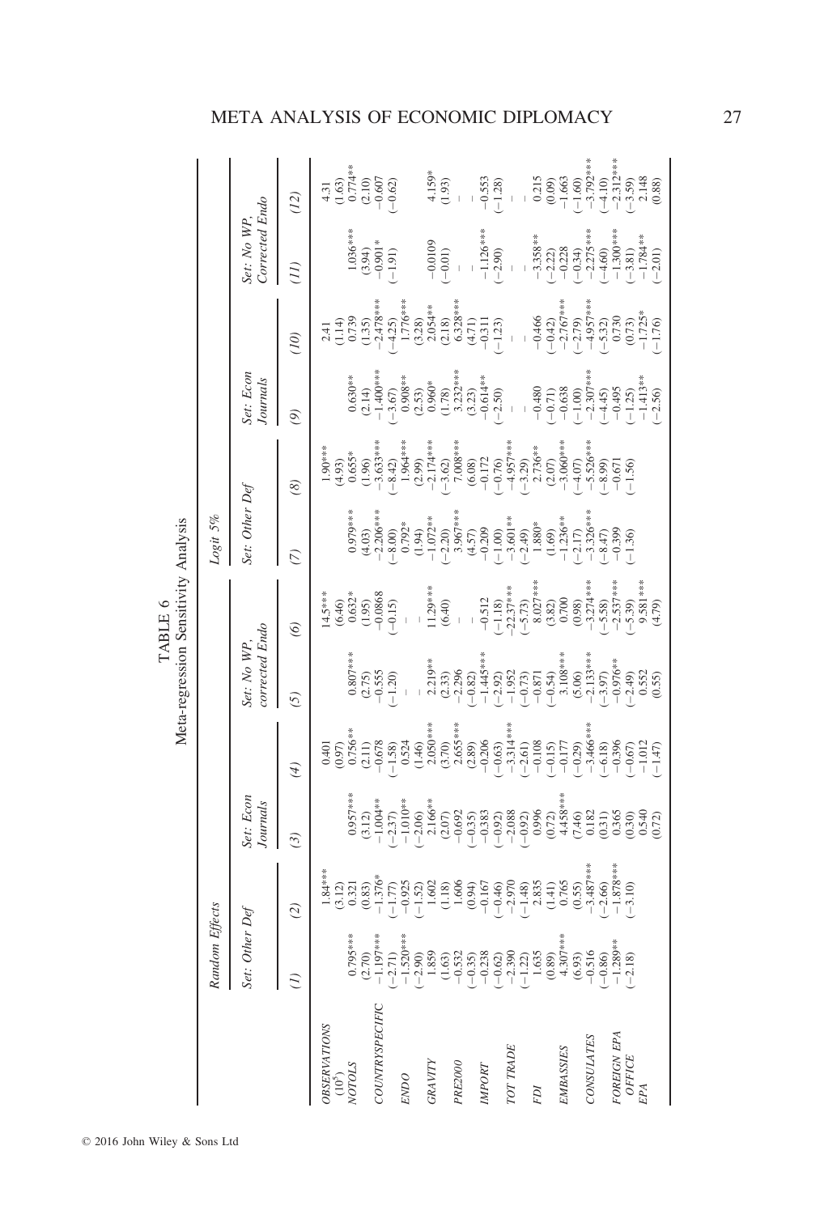TABLE 6
Meta-regression Sensitivity Analysis

| | Random Effects | | | | | | Logit 5% | | | | | |
|---|---|---|---|---|---|---|---|---|---|---|---|---|
| | Set: Other Def | | Set: Econ Journals | | Set: No WP, corrected Endo | | Set: Other Def | | Set: Econ Journals | | Set: No WP, Corrected Endo | |
| | (1) | (2) | (3) | (4) | (5) | (6) | (7) | (8) | (9) | (10) | (11) | (12) |
| OBSERVATIONS ($10^5$) | | 1.84*** | | 0.401 | | 14.5*** | | 1.90*** | | 2.41 | | 4.31 |
| | | (3.12) | | (0.97) | | (6.46) | | (4.93) | | (1.14) | | (1.63) |
| NOTOLS | 0.795*** | 0.321 | 0.957*** | 0.756** | 0.807*** | 0.632* | 0.979*** | 0.655* | 0.630** | 0.739 | 1.036*** | 0.774** |
| | (2.70) | (0.83) | (3.12) | (2.11) | (2.75) | (1.95) | (4.03) | (1.96) | (2.14) | (1.35) | (3.94) | (2.10) |
| COUNTRYSPECIFIC | −1.197*** | −1.376* | −1.004** | −0.678 | −0.555 | −0.0868 | −2.206*** | −3.633*** | −1.400*** | −2.478*** | −0.901* | −0.607 |
| | (−2.71) | (−1.77) | (−2.37) | (−1.58) | (−1.20) | (−0.15) | (−8.00) | (−8.42) | (−3.67) | (−4.25) | (−1.91) | (−0.62) |
| ENDO | −1.520*** | −0.925 | −1.010** | 0.524 | – | – | 0.792* | 1.964*** | 0.908** | 1.776*** | | |
| | (−2.90) | (−1.52) | (−2.06) | (1.46) | | | (1.94) | (2.99) | (2.53) | (3.28) | | |
| GRAVITY | 1.859 | 1.602 | 2.166** | 2.050*** | 2.219** | 11.29*** | −1.072** | −2.174*** | 0.960* | 2.054** | −0.0109 | 4.159* |
| | (1.63) | (1.18) | (2.07) | (3.70) | (2.33) | (6.40) | (−2.20) | (−3.62) | (1.78) | (2.18) | (−0.01) | (1.93) |
| PRE2000 | −0.532 | 1.606 | −0.692 | 2.655*** | −2.296 | – | 3.967*** | 7.008*** | 3.232*** | 6.328*** | – | – |
| | (−0.35) | (0.94) | (−0.35) | (2.89) | (−0.82) | | (4.57) | (6.08) | (3.23) | (4.71) | | |
| IMPORT | −0.238 | −0.167 | −0.383 | −0.206 | −1.445*** | −0.512 | −0.209 | −0.172 | −0.614** | −0.311 | −1.126*** | −0.553 |
| | (−0.62) | (−0.46) | (−0.92) | (−0.63) | (−2.92) | (−1.18) | (−1.00) | (−0.76) | (−2.50) | (−1.23) | (−2.90) | (−1.28) |
| TOT TRADE | −2.390 | −2.970 | −2.088 | −3.314*** | −1.952 | −22.37*** | −3.601** | −4.957*** | – | – | – | – |
| | (−1.22) | (−1.48) | (−0.92) | (−2.61) | (−0.73) | (−5.73) | (−2.49) | (−3.29) | | | | |
| FDI | 1.635 | 2.835 | 0.996 | −0.108 | −0.871 | 8.027*** | 1.880* | 2.736** | −0.480 | −0.466 | −3.358** | 0.215 |
| | (0.89) | (1.41) | (0.72) | (−0.15) | (−0.54) | (3.82) | (1.69) | (2.07) | (−0.71) | (−0.42) | (−2.22) | (0.09) |
| EMBASSIES | 4.307*** | 0.765 | 4.458*** | −0.177 | 3.108*** | 0.700 | −1.236** | −3.060*** | −0.638 | −2.767*** | −0.228 | −1.663 |
| | (6.93) | (0.55) | (7.46) | (−0.29) | (5.06) | (0.98) | (−2.17) | (−4.07) | (−1.00) | (−2.79) | (−0.34) | (−1.60) |
| CONSULATES | −0.516 | −3.487*** | 0.182 | −3.466*** | −2.133*** | −3.274*** | −3.326*** | −5.526*** | −2.307*** | −4.957*** | −2.275*** | −3.792*** |
| | (−0.86) | (−2.66) | (0.31) | (−6.18) | (−3.97) | (−5.58) | (−8.47) | (−8.99) | (−4.45) | (−5.32) | (−4.60) | (−4.10) |
| FOREIGN EPA OFFICE | −1.289** | −1.878*** | 0.365 | −0.396 | −0.976** | −2.537*** | −0.399 | −0.671 | −0.495 | 0.730 | −1.300*** | −2.312*** |
| | (−2.18) | (−3.10) | (0.30) | (−0.67) | (−2.49) | (−5.39) | (−1.36) | (−1.56) | (−1.25) | (0.73) | (−3.81) | (−3.59) |
| EPA | | | 0.540 | −1.012 | 0.552 | 9.581*** | | | −1.413** | −1.725* | −1.784** | 2.148 |
| | | | (0.72) | (−1.47) | (0.55) | (4.79) | | | (−2.56) | (−1.76) | (−2.01) | (0.88) |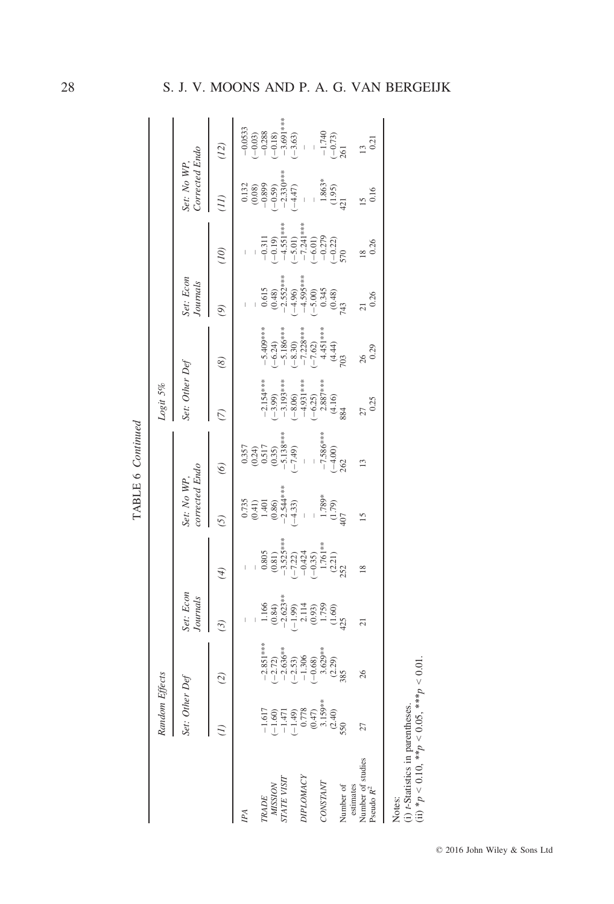TABLE 6 Continued

| | Random Effects | | | | | | Logit 5% | | | | | |
|---|---|---|---|---|---|---|---|---|---|---|---|---|
| | Set: Other Def | | Set: Econ Journals | | Set: No WP, corrected Endo | | Set: Other Def | | Set: Econ Journals | | Set: No WP, Corrected Endo | |
| | (1) | (2) | (3) | (4) | (5) | (6) | (7) | (8) | (9) | (10) | (11) | (12) |
| *IPA* | | | – | – | 0.735 | 0.357 | | | – | – | 0.132 | −0.0533 |
| | | | – | – | (0.41) | (0.24) | | | – | – | (0.08) | (−0.03) |
| *TRADE* | −1.617 | −2.851*** | 1.166 | 0.805 | 1.401 | 0.517 | −2.154*** | −5.409*** | 0.615 | −0.311 | −0.899 | −0.288 |
| | (−1.60) | (−2.72) | (0.84) | (0.81) | (0.86) | (0.35) | (−3.99) | (−6.24) | (0.48) | (−0.19) | (−0.59) | (−0.18) |
| *MISSION* | −1.471 | −2.636** | −2.623** | −3.525*** | −2.544*** | −5.138*** | −3.193*** | −5.186*** | −2.552*** | −4.551*** | −2.330*** | −3.691*** |
| *STATE VISIT* | (−1.49) | (−2.53) | (−1.99) | (−7.22) | (−4.33) | (−7.49) | (−8.06) | (−8.30) | (−4.96) | (−5.01) | (−4.47) | (−3.63) |
| *DIPLOMACY* | 0.778 | −1.306 | 2.114 | −0.424 | – | – | −4.931*** | −7.228*** | −4.595*** | −7.241*** | – | – |
| | (0.47) | (−0.68) | (0.93) | (−0.35) | – | – | (−6.25) | (−7.62) | (−5.00) | (−6.01) | – | – |
| *CONSTANT* | 3.159** | 3.629** | 1.759 | 1.761** | 1.789* | −7.586*** | 2.887*** | 4.451*** | 0.345 | −0.279 | 1.863* | −1.740 |
| | (2.40) | (2.29) | (1.60) | (2.21) | (1.79) | (−4.00) | (4.16) | (4.44) | (0.48) | (−0.22) | (1.95) | (−0.73) |
| Number of estimates | 550 | 385 | 425 | 252 | 407 | 262 | 884 | 703 | 743 | 570 | 421 | 261 |
| Number of studies | 27 | 26 | 21 | 18 | 15 | 13 | 27 | 26 | 21 | 18 | 15 | 13 |
| Pseudo $R^2$ | | | | | | | 0.25 | 0.29 | 0.26 | 0.26 | 0.16 | 0.21 |

Notes:
(i) *t*-Statistics in parentheses.
(ii) $^*p < 0.10$, $^{**}p < 0.05$, $^{***}p < 0.01$.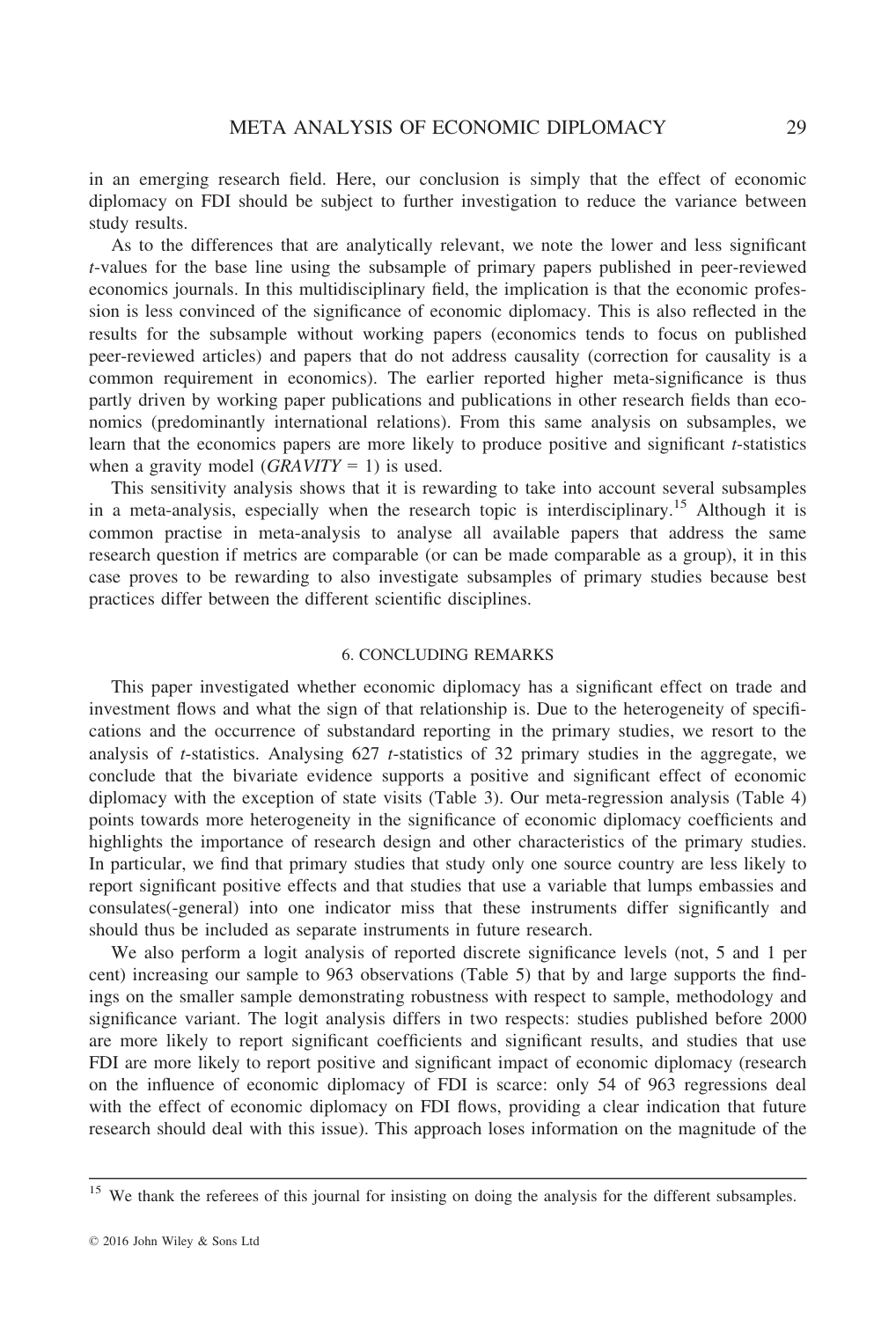in an emerging research field. Here, our conclusion is simply that the effect of economic diplomacy on FDI should be subject to further investigation to reduce the variance between study results.

As to the differences that are analytically relevant, we note the lower and less significant *t*-values for the base line using the subsample of primary papers published in peer-reviewed economics journals. In this multidisciplinary field, the implication is that the economic profession is less convinced of the significance of economic diplomacy. This is also reflected in the results for the subsample without working papers (economics tends to focus on published peer-reviewed articles) and papers that do not address causality (correction for causality is a common requirement in economics). The earlier reported higher meta-significance is thus partly driven by working paper publications and publications in other research fields than economics (predominantly international relations). From this same analysis on subsamples, we learn that the economics papers are more likely to produce positive and significant *t*-statistics when a gravity model (*GRAVITY* = 1) is used.

This sensitivity analysis shows that it is rewarding to take into account several subsamples in a meta-analysis, especially when the research topic is interdisciplinary.[15] Although it is common practise in meta-analysis to analyse all available papers that address the same research question if metrics are comparable (or can be made comparable as a group), it in this case proves to be rewarding to also investigate subsamples of primary studies because best practices differ between the different scientific disciplines.

## 6. CONCLUDING REMARKS

This paper investigated whether economic diplomacy has a significant effect on trade and investment flows and what the sign of that relationship is. Due to the heterogeneity of specifications and the occurrence of substandard reporting in the primary studies, we resort to the analysis of *t*-statistics. Analysing 627 *t*-statistics of 32 primary studies in the aggregate, we conclude that the bivariate evidence supports a positive and significant effect of economic diplomacy with the exception of state visits (Table 3). Our meta-regression analysis (Table 4) points towards more heterogeneity in the significance of economic diplomacy coefficients and highlights the importance of research design and other characteristics of the primary studies. In particular, we find that primary studies that study only one source country are less likely to report significant positive effects and that studies that use a variable that lumps embassies and consulates(-general) into one indicator miss that these instruments differ significantly and should thus be included as separate instruments in future research.

We also perform a logit analysis of reported discrete significance levels (not, 5 and 1 per cent) increasing our sample to 963 observations (Table 5) that by and large supports the findings on the smaller sample demonstrating robustness with respect to sample, methodology and significance variant. The logit analysis differs in two respects: studies published before 2000 are more likely to report significant coefficients and significant results, and studies that use FDI are more likely to report positive and significant impact of economic diplomacy (research on the influence of economic diplomacy of FDI is scarce: only 54 of 963 regressions deal with the effect of economic diplomacy on FDI flows, providing a clear indication that future research should deal with this issue). This approach loses information on the magnitude of the

[15] We thank the referees of this journal for insisting on doing the analysis for the different subsamples.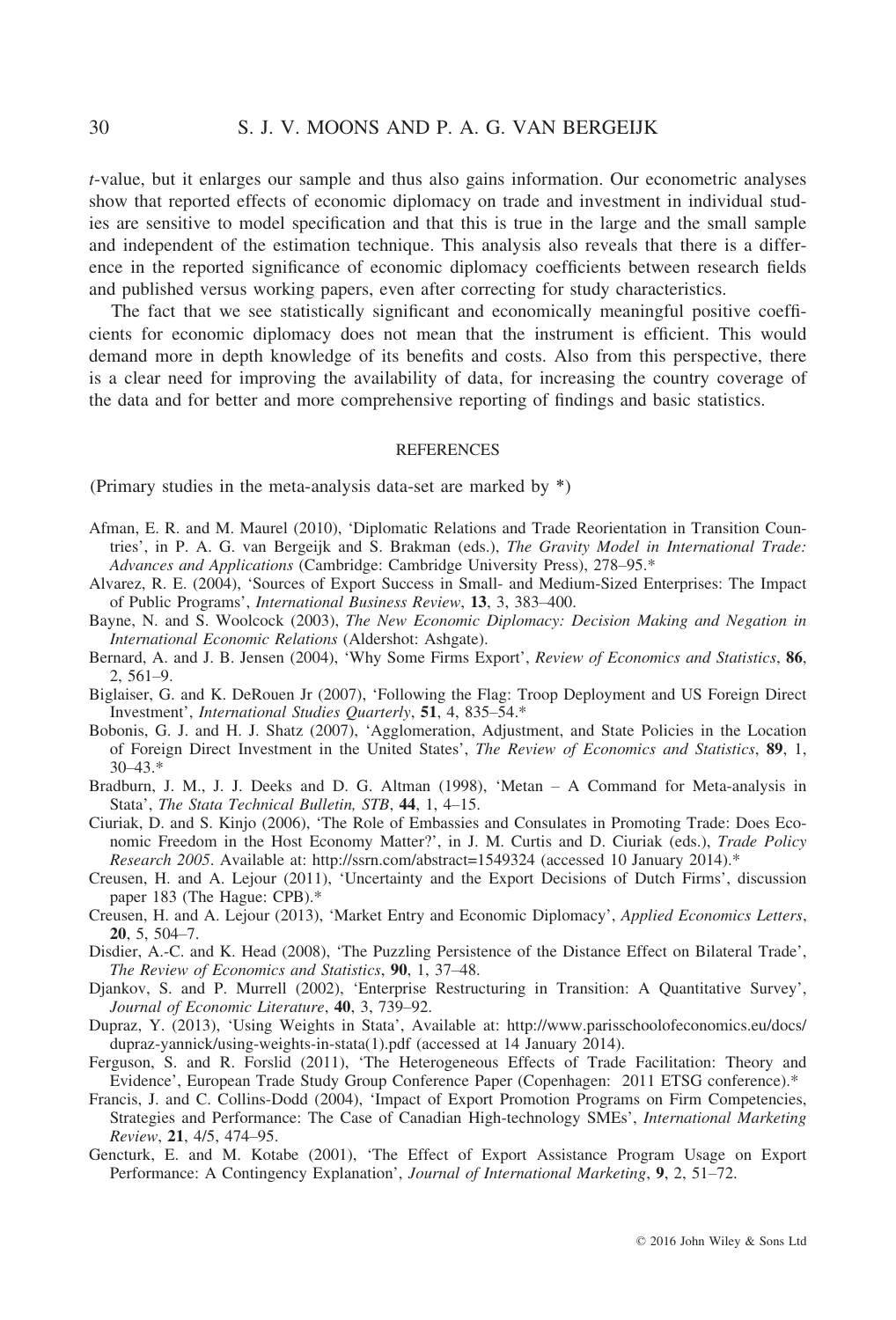*t*-value, but it enlarges our sample and thus also gains information. Our econometric analyses show that reported effects of economic diplomacy on trade and investment in individual studies are sensitive to model specification and that this is true in the large and the small sample and independent of the estimation technique. This analysis also reveals that there is a difference in the reported significance of economic diplomacy coefficients between research fields and published versus working papers, even after correcting for study characteristics.

The fact that we see statistically significant and economically meaningful positive coefficients for economic diplomacy does not mean that the instrument is efficient. This would demand more in depth knowledge of its benefits and costs. Also from this perspective, there is a clear need for improving the availability of data, for increasing the country coverage of the data and for better and more comprehensive reporting of findings and basic statistics.

## REFERENCES

(Primary studies in the meta-analysis data-set are marked by *)

Afman, E. R. and M. Maurel (2010), 'Diplomatic Relations and Trade Reorientation in Transition Countries', in P. A. G. van Bergeijk and S. Brakman (eds.), *The Gravity Model in International Trade: Advances and Applications* (Cambridge: Cambridge University Press), 278–95.*

Alvarez, R. E. (2004), 'Sources of Export Success in Small- and Medium-Sized Enterprises: The Impact of Public Programs', *International Business Review*, **13**, 3, 383–400.

Bayne, N. and S. Woolcock (2003), *The New Economic Diplomacy: Decision Making and Negation in International Economic Relations* (Aldershot: Ashgate).

Bernard, A. and J. B. Jensen (2004), 'Why Some Firms Export', *Review of Economics and Statistics*, **86**, 2, 561–9.

Biglaiser, G. and K. DeRouen Jr (2007), 'Following the Flag: Troop Deployment and US Foreign Direct Investment', *International Studies Quarterly*, **51**, 4, 835–54.*

Bobonis, G. J. and H. J. Shatz (2007), 'Agglomeration, Adjustment, and State Policies in the Location of Foreign Direct Investment in the United States', *The Review of Economics and Statistics*, **89**, 1, 30–43.*

Bradburn, J. M., J. J. Deeks and D. G. Altman (1998), 'Metan – A Command for Meta-analysis in Stata', *The Stata Technical Bulletin, STB*, **44**, 1, 4–15.

Ciuriak, D. and S. Kinjo (2006), 'The Role of Embassies and Consulates in Promoting Trade: Does Economic Freedom in the Host Economy Matter?', in J. M. Curtis and D. Ciuriak (eds.), *Trade Policy Research 2005*. Available at: http://ssrn.com/abstract=1549324 (accessed 10 January 2014).*

Creusen, H. and A. Lejour (2011), 'Uncertainty and the Export Decisions of Dutch Firms', discussion paper 183 (The Hague: CPB).*

Creusen, H. and A. Lejour (2013), 'Market Entry and Economic Diplomacy', *Applied Economics Letters*, **20**, 5, 504–7.

Disdier, A.-C. and K. Head (2008), 'The Puzzling Persistence of the Distance Effect on Bilateral Trade', *The Review of Economics and Statistics*, **90**, 1, 37–48.

Djankov, S. and P. Murrell (2002), 'Enterprise Restructuring in Transition: A Quantitative Survey', *Journal of Economic Literature*, **40**, 3, 739–92.

Dupraz, Y. (2013), 'Using Weights in Stata', Available at: http://www.parisschoolofeconomics.eu/docs/dupraz-yannick/using-weights-in-stata(1).pdf (accessed at 14 January 2014).

Ferguson, S. and R. Forslid (2011), 'The Heterogeneous Effects of Trade Facilitation: Theory and Evidence', European Trade Study Group Conference Paper (Copenhagen: 2011 ETSG conference).*

Francis, J. and C. Collins-Dodd (2004), 'Impact of Export Promotion Programs on Firm Competencies, Strategies and Performance: The Case of Canadian High-technology SMEs', *International Marketing Review*, **21**, 4/5, 474–95.

Gencturk, E. and M. Kotabe (2001), 'The Effect of Export Assistance Program Usage on Export Performance: A Contingency Explanation', *Journal of International Marketing*, **9**, 2, 51–72.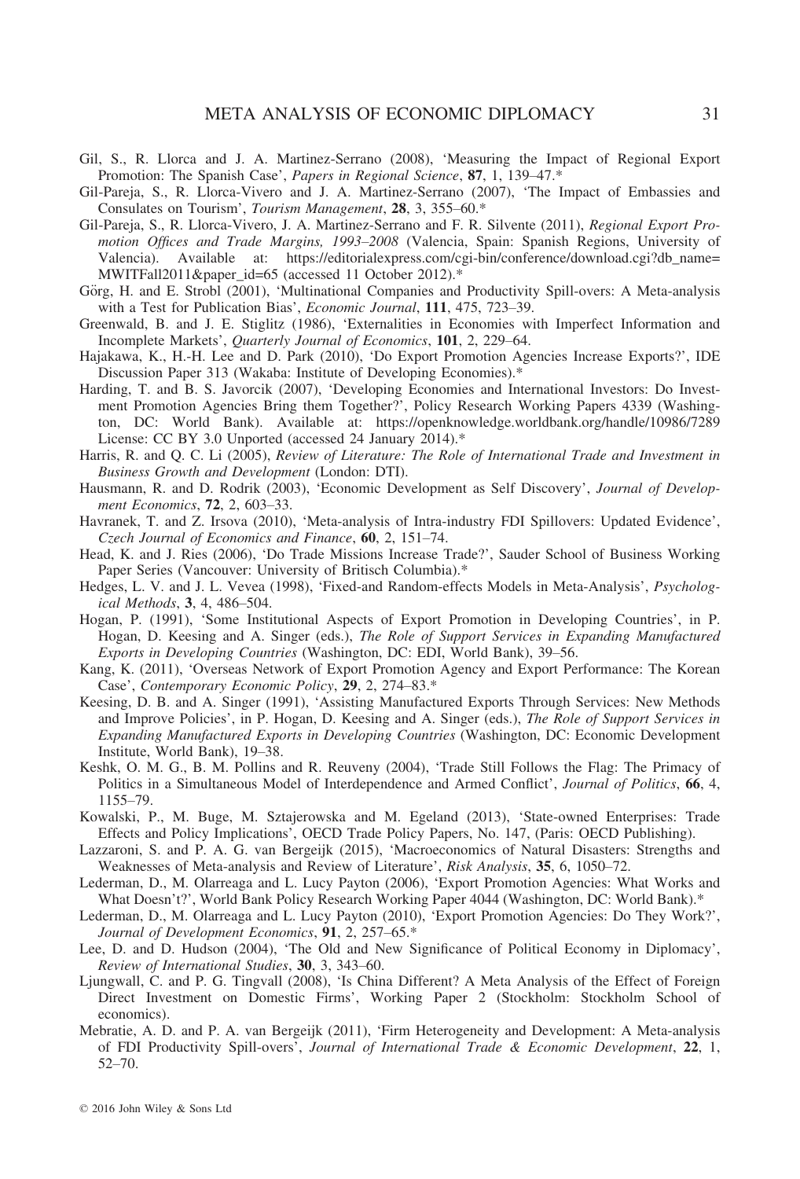Gil, S., R. Llorca and J. A. Martinez-Serrano (2008), 'Measuring the Impact of Regional Export Promotion: The Spanish Case', *Papers in Regional Science*, **87**, 1, 139–47.*

Gil-Pareja, S., R. Llorca-Vivero and J. A. Martinez-Serrano (2007), 'The Impact of Embassies and Consulates on Tourism', *Tourism Management*, **28**, 3, 355–60.*

Gil-Pareja, S., R. Llorca-Vivero, J. A. Martinez-Serrano and F. R. Silvente (2011), *Regional Export Promotion Offices and Trade Margins, 1993–2008* (Valencia, Spain: Spanish Regions, University of Valencia). Available at: https://editorialexpress.com/cgi-bin/conference/download.cgi?db_name=MWITFall2011&paper_id=65 (accessed 11 October 2012).*

Görg, H. and E. Strobl (2001), 'Multinational Companies and Productivity Spill-overs: A Meta-analysis with a Test for Publication Bias', *Economic Journal*, **111**, 475, 723–39.

Greenwald, B. and J. E. Stiglitz (1986), 'Externalities in Economies with Imperfect Information and Incomplete Markets', *Quarterly Journal of Economics*, **101**, 2, 229–64.

Hajakawa, K., H.-H. Lee and D. Park (2010), 'Do Export Promotion Agencies Increase Exports?', IDE Discussion Paper 313 (Wakaba: Institute of Developing Economies).*

Harding, T. and B. S. Javorcik (2007), 'Developing Economies and International Investors: Do Investment Promotion Agencies Bring them Together?', Policy Research Working Papers 4339 (Washington, DC: World Bank). Available at: https://openknowledge.worldbank.org/handle/10986/7289 License: CC BY 3.0 Unported (accessed 24 January 2014).*

Harris, R. and Q. C. Li (2005), *Review of Literature: The Role of International Trade and Investment in Business Growth and Development* (London: DTI).

Hausmann, R. and D. Rodrik (2003), 'Economic Development as Self Discovery', *Journal of Development Economics*, **72**, 2, 603–33.

Havranek, T. and Z. Irsova (2010), 'Meta-analysis of Intra-industry FDI Spillovers: Updated Evidence', *Czech Journal of Economics and Finance*, **60**, 2, 151–74.

Head, K. and J. Ries (2006), 'Do Trade Missions Increase Trade?', Sauder School of Business Working Paper Series (Vancouver: University of Britisch Columbia).*

Hedges, L. V. and J. L. Vevea (1998), 'Fixed-and Random-effects Models in Meta-Analysis', *Psychological Methods*, **3**, 4, 486–504.

Hogan, P. (1991), 'Some Institutional Aspects of Export Promotion in Developing Countries', in P. Hogan, D. Keesing and A. Singer (eds.), *The Role of Support Services in Expanding Manufactured Exports in Developing Countries* (Washington, DC: EDI, World Bank), 39–56.

Kang, K. (2011), 'Overseas Network of Export Promotion Agency and Export Performance: The Korean Case', *Contemporary Economic Policy*, **29**, 2, 274–83.*

Keesing, D. B. and A. Singer (1991), 'Assisting Manufactured Exports Through Services: New Methods and Improve Policies', in P. Hogan, D. Keesing and A. Singer (eds.), *The Role of Support Services in Expanding Manufactured Exports in Developing Countries* (Washington, DC: Economic Development Institute, World Bank), 19–38.

Keshk, O. M. G., B. M. Pollins and R. Reuveny (2004), 'Trade Still Follows the Flag: The Primacy of Politics in a Simultaneous Model of Interdependence and Armed Conflict', *Journal of Politics*, **66**, 4, 1155–79.

Kowalski, P., M. Buge, M. Sztajerowska and M. Egeland (2013), 'State-owned Enterprises: Trade Effects and Policy Implications', OECD Trade Policy Papers, No. 147, (Paris: OECD Publishing).

Lazzaroni, S. and P. A. G. van Bergeijk (2015), 'Macroeconomics of Natural Disasters: Strengths and Weaknesses of Meta-analysis and Review of Literature', *Risk Analysis*, **35**, 6, 1050–72.

Lederman, D., M. Olarreaga and L. Lucy Payton (2006), 'Export Promotion Agencies: What Works and What Doesn't?', World Bank Policy Research Working Paper 4044 (Washington, DC: World Bank).*

Lederman, D., M. Olarreaga and L. Lucy Payton (2010), 'Export Promotion Agencies: Do They Work?', *Journal of Development Economics*, **91**, 2, 257–65.*

Lee, D. and D. Hudson (2004), 'The Old and New Significance of Political Economy in Diplomacy', *Review of International Studies*, **30**, 3, 343–60.

Ljungwall, C. and P. G. Tingvall (2008), 'Is China Different? A Meta Analysis of the Effect of Foreign Direct Investment on Domestic Firms', Working Paper 2 (Stockholm: Stockholm School of economics).

Mebratie, A. D. and P. A. van Bergeijk (2011), 'Firm Heterogeneity and Development: A Meta-analysis of FDI Productivity Spill-overs', *Journal of International Trade & Economic Development*, **22**, 1, 52–70.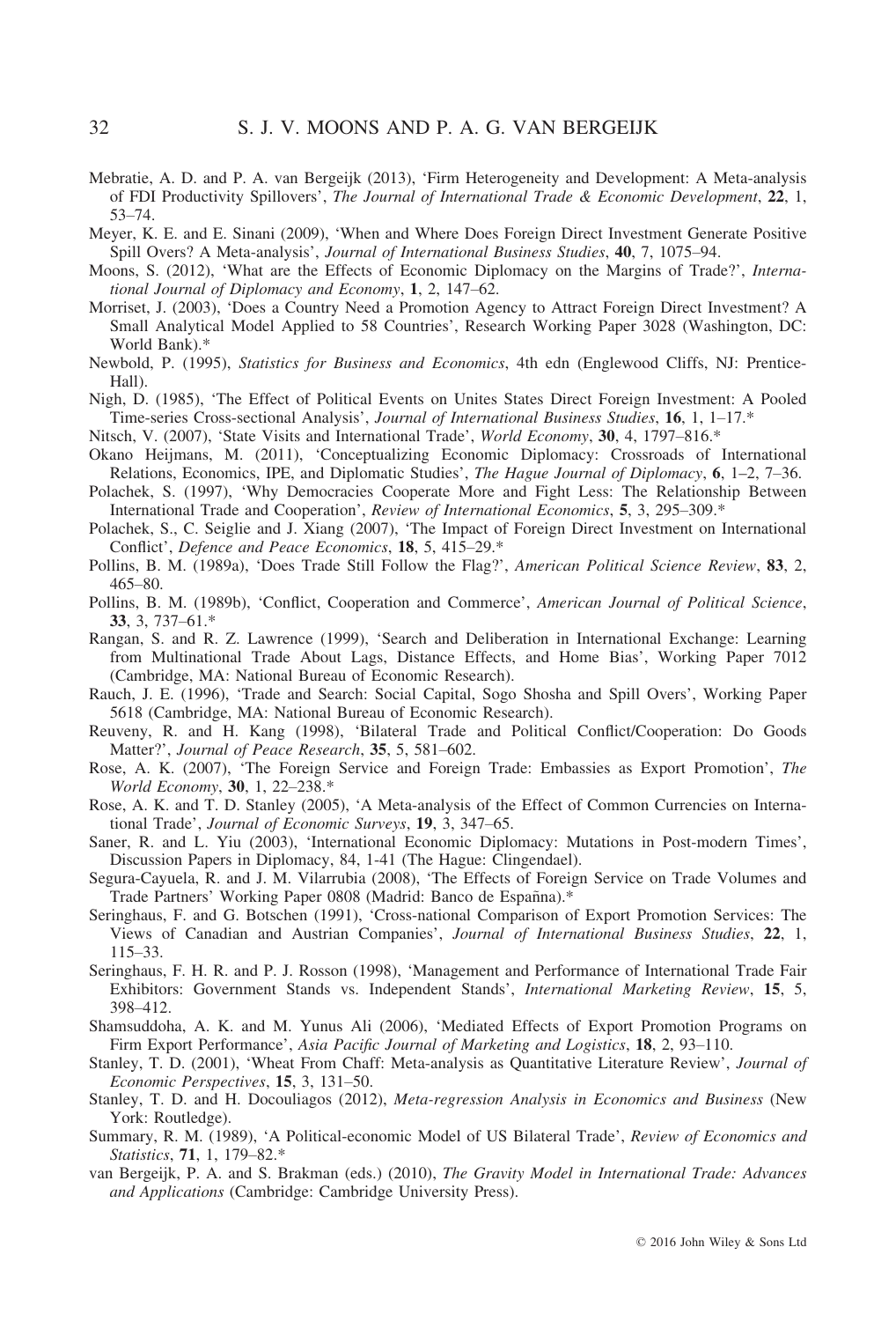Mebratie, A. D. and P. A. van Bergeijk (2013), 'Firm Heterogeneity and Development: A Meta-analysis of FDI Productivity Spillovers', *The Journal of International Trade & Economic Development*, **22**, 1, 53–74.

Meyer, K. E. and E. Sinani (2009), 'When and Where Does Foreign Direct Investment Generate Positive Spill Overs? A Meta-analysis', *Journal of International Business Studies*, **40**, 7, 1075–94.

Moons, S. (2012), 'What are the Effects of Economic Diplomacy on the Margins of Trade?', *International Journal of Diplomacy and Economy*, **1**, 2, 147–62.

Morriset, J. (2003), 'Does a Country Need a Promotion Agency to Attract Foreign Direct Investment? A Small Analytical Model Applied to 58 Countries', Research Working Paper 3028 (Washington, DC: World Bank).*

Newbold, P. (1995), *Statistics for Business and Economics*, 4th edn (Englewood Cliffs, NJ: Prentice-Hall).

Nigh, D. (1985), 'The Effect of Political Events on Unites States Direct Foreign Investment: A Pooled Time-series Cross-sectional Analysis', *Journal of International Business Studies*, **16**, 1, 1–17.*

Nitsch, V. (2007), 'State Visits and International Trade', *World Economy*, **30**, 4, 1797–816.*

Okano Heijmans, M. (2011), 'Conceptualizing Economic Diplomacy: Crossroads of International Relations, Economics, IPE, and Diplomatic Studies', *The Hague Journal of Diplomacy*, **6**, 1–2, 7–36.

Polachek, S. (1997), 'Why Democracies Cooperate More and Fight Less: The Relationship Between International Trade and Cooperation', *Review of International Economics*, **5**, 3, 295–309.*

Polachek, S., C. Seiglie and J. Xiang (2007), 'The Impact of Foreign Direct Investment on International Conflict', *Defence and Peace Economics*, **18**, 5, 415–29.*

Pollins, B. M. (1989a), 'Does Trade Still Follow the Flag?', *American Political Science Review*, **83**, 2, 465–80.

Pollins, B. M. (1989b), 'Conflict, Cooperation and Commerce', *American Journal of Political Science*, **33**, 3, 737–61.*

Rangan, S. and R. Z. Lawrence (1999), 'Search and Deliberation in International Exchange: Learning from Multinational Trade About Lags, Distance Effects, and Home Bias', Working Paper 7012 (Cambridge, MA: National Bureau of Economic Research).

Rauch, J. E. (1996), 'Trade and Search: Social Capital, Sogo Shosha and Spill Overs', Working Paper 5618 (Cambridge, MA: National Bureau of Economic Research).

Reuveny, R. and H. Kang (1998), 'Bilateral Trade and Political Conflict/Cooperation: Do Goods Matter?', *Journal of Peace Research*, **35**, 5, 581–602.

Rose, A. K. (2007), 'The Foreign Service and Foreign Trade: Embassies as Export Promotion', *The World Economy*, **30**, 1, 22–238.*

Rose, A. K. and T. D. Stanley (2005), 'A Meta-analysis of the Effect of Common Currencies on International Trade', *Journal of Economic Surveys*, **19**, 3, 347–65.

Saner, R. and L. Yiu (2003), 'International Economic Diplomacy: Mutations in Post-modern Times', Discussion Papers in Diplomacy, 84, 1-41 (The Hague: Clingendael).

Segura-Cayuela, R. and J. M. Vilarrubia (2008), 'The Effects of Foreign Service on Trade Volumes and Trade Partners' Working Paper 0808 (Madrid: Banco de Espanña).*

Seringhaus, F. and G. Botschen (1991), 'Cross-national Comparison of Export Promotion Services: The Views of Canadian and Austrian Companies', *Journal of International Business Studies*, **22**, 1, 115–33.

Seringhaus, F. H. R. and P. J. Rosson (1998), 'Management and Performance of International Trade Fair Exhibitors: Government Stands vs. Independent Stands', *International Marketing Review*, **15**, 5, 398–412.

Shamsuddoha, A. K. and M. Yunus Ali (2006), 'Mediated Effects of Export Promotion Programs on Firm Export Performance', *Asia Pacific Journal of Marketing and Logistics*, **18**, 2, 93–110.

Stanley, T. D. (2001), 'Wheat From Chaff: Meta-analysis as Quantitative Literature Review', *Journal of Economic Perspectives*, **15**, 3, 131–50.

Stanley, T. D. and H. Docouliagos (2012), *Meta-regression Analysis in Economics and Business* (New York: Routledge).

Summary, R. M. (1989), 'A Political-economic Model of US Bilateral Trade', *Review of Economics and Statistics*, **71**, 1, 179–82.*

van Bergeijk, P. A. and S. Brakman (eds.) (2010), *The Gravity Model in International Trade: Advances and Applications* (Cambridge: Cambridge University Press).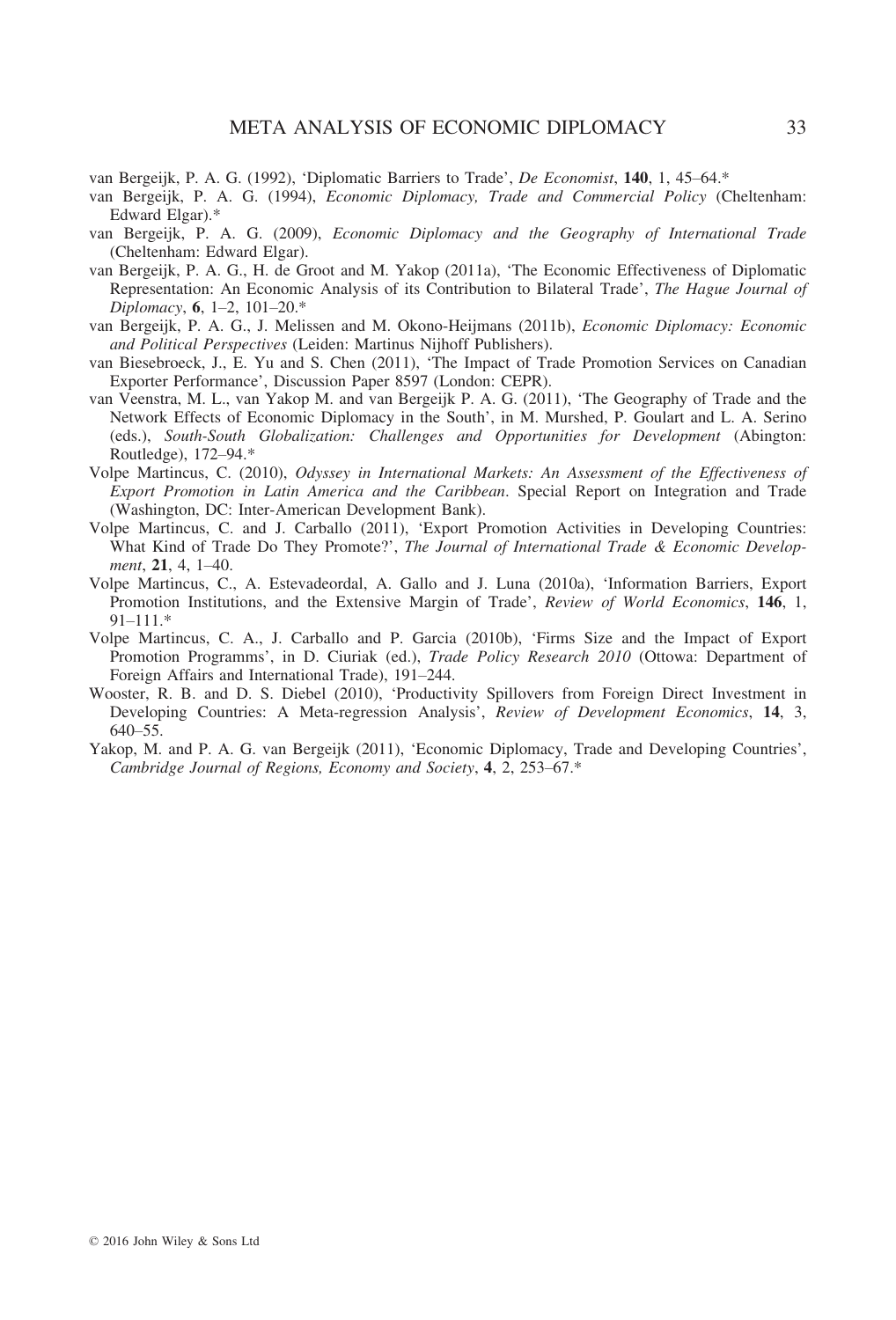van Bergeijk, P. A. G. (1992), 'Diplomatic Barriers to Trade', *De Economist*, **140**, 1, 45–64.*

van Bergeijk, P. A. G. (1994), *Economic Diplomacy, Trade and Commercial Policy* (Cheltenham: Edward Elgar).*

van Bergeijk, P. A. G. (2009), *Economic Diplomacy and the Geography of International Trade* (Cheltenham: Edward Elgar).

van Bergeijk, P. A. G., H. de Groot and M. Yakop (2011a), 'The Economic Effectiveness of Diplomatic Representation: An Economic Analysis of its Contribution to Bilateral Trade', *The Hague Journal of Diplomacy*, **6**, 1–2, 101–20.*

van Bergeijk, P. A. G., J. Melissen and M. Okono-Heijmans (2011b), *Economic Diplomacy: Economic and Political Perspectives* (Leiden: Martinus Nijhoff Publishers).

van Biesebroeck, J., E. Yu and S. Chen (2011), 'The Impact of Trade Promotion Services on Canadian Exporter Performance', Discussion Paper 8597 (London: CEPR).

van Veenstra, M. L., van Yakop M. and van Bergeijk P. A. G. (2011), 'The Geography of Trade and the Network Effects of Economic Diplomacy in the South', in M. Murshed, P. Goulart and L. A. Serino (eds.), *South-South Globalization: Challenges and Opportunities for Development* (Abington: Routledge), 172–94.*

Volpe Martincus, C. (2010), *Odyssey in International Markets: An Assessment of the Effectiveness of Export Promotion in Latin America and the Caribbean*. Special Report on Integration and Trade (Washington, DC: Inter-American Development Bank).

Volpe Martincus, C. and J. Carballo (2011), 'Export Promotion Activities in Developing Countries: What Kind of Trade Do They Promote?', *The Journal of International Trade & Economic Development*, **21**, 4, 1–40.

Volpe Martincus, C., A. Estevadeordal, A. Gallo and J. Luna (2010a), 'Information Barriers, Export Promotion Institutions, and the Extensive Margin of Trade', *Review of World Economics*, **146**, 1, 91–111.*

Volpe Martincus, C. A., J. Carballo and P. Garcia (2010b), 'Firms Size and the Impact of Export Promotion Programms', in D. Ciuriak (ed.), *Trade Policy Research 2010* (Ottowa: Department of Foreign Affairs and International Trade), 191–244.

Wooster, R. B. and D. S. Diebel (2010), 'Productivity Spillovers from Foreign Direct Investment in Developing Countries: A Meta-regression Analysis', *Review of Development Economics*, **14**, 3, 640–55.

Yakop, M. and P. A. G. van Bergeijk (2011), 'Economic Diplomacy, Trade and Developing Countries', *Cambridge Journal of Regions, Economy and Society*, **4**, 2, 253–67.*